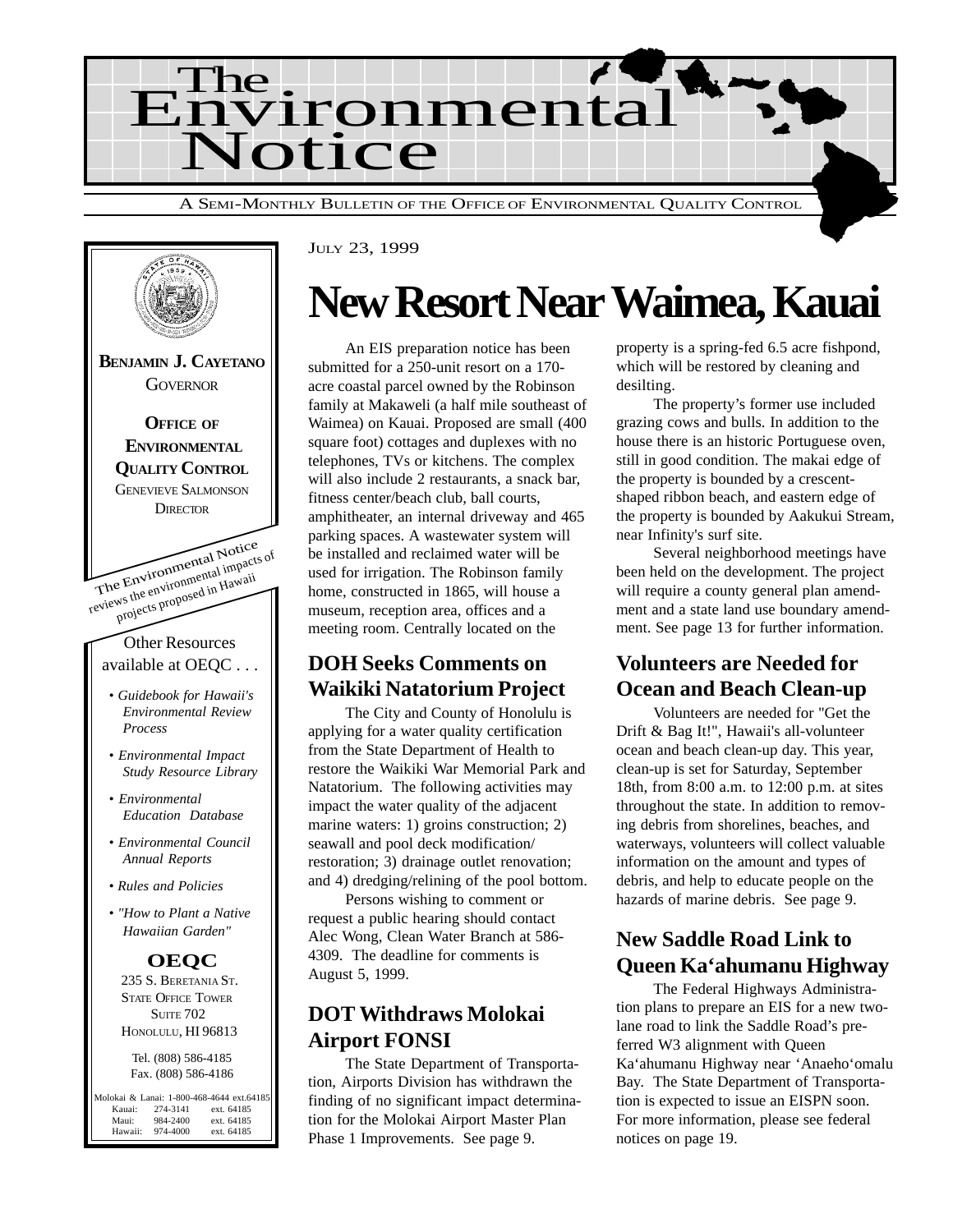# The Environmental Notice

A SEMI-MONTHLY BULLETIN OF THE OFFICE OF ENVIRONMENTAL QUALITY CONTROL

**BENJAMIN J. CAYETANO**
GOVERNOR

**OFFICE OF ENVIRONMENTAL QUALITY CONTROL**
GENEVIEVE SALMONSON
DIRECTOR

The Environmental Notice reviews the environmental impacts of projects proposed in Hawaii

Other Resources available at OEQC . . .

- *Guidebook for Hawaii's Environmental Review Process*
- *Environmental Impact Study Resource Library*
- *Environmental Education Database*
- *Environmental Council Annual Reports*
- *Rules and Policies*
- *"How to Plant a Native Hawaiian Garden"*

**OEQC**
235 S. BERETANIA ST.
STATE OFFICE TOWER
SUITE 702
HONOLULU, HI 96813

Tel. (808) 586-4185
Fax. (808) 586-4186

Molokai & Lanai: 1-800-468-4644 ext.64185
Kauai: 274-3141 ext. 64185
Maui: 984-2400 ext. 64185
Hawaii: 974-4000 ext. 64185

JULY 23, 1999

# New Resort Near Waimea, Kauai

An EIS preparation notice has been submitted for a 250-unit resort on a 170-acre coastal parcel owned by the Robinson family at Makaweli (a half mile southeast of Waimea) on Kauai. Proposed are small (400 square foot) cottages and duplexes with no telephones, TVs or kitchens. The complex will also include 2 restaurants, a snack bar, fitness center/beach club, ball courts, amphitheater, an internal driveway and 465 parking spaces. A wastewater system will be installed and reclaimed water will be used for irrigation. The Robinson family home, constructed in 1865, will house a museum, reception area, offices and a meeting room. Centrally located on the property is a spring-fed 6.5 acre fishpond, which will be restored by cleaning and desilting.

The property's former use included grazing cows and bulls. In addition to the house there is an historic Portuguese oven, still in good condition. The makai edge of the property is bounded by a crescent-shaped ribbon beach, and eastern edge of the property is bounded by Aakukui Stream, near Infinity's surf site.

Several neighborhood meetings have been held on the development. The project will require a county general plan amendment and a state land use boundary amendment. See page 13 for further information.

## DOH Seeks Comments on Waikiki Natatorium Project

The City and County of Honolulu is applying for a water quality certification from the State Department of Health to restore the Waikiki War Memorial Park and Natatorium. The following activities may impact the water quality of the adjacent marine waters: 1) groins construction; 2) seawall and pool deck modification/ restoration; 3) drainage outlet renovation; and 4) dredging/relining of the pool bottom.

Persons wishing to comment or request a public hearing should contact Alec Wong, Clean Water Branch at 586-4309. The deadline for comments is August 5, 1999.

## DOT Withdraws Molokai Airport FONSI

The State Department of Transportation, Airports Division has withdrawn the finding of no significant impact determination for the Molokai Airport Master Plan Phase 1 Improvements. See page 9.

## Volunteers are Needed for Ocean and Beach Clean-up

Volunteers are needed for "Get the Drift & Bag It!", Hawaii's all-volunteer ocean and beach clean-up day. This year, clean-up is set for Saturday, September 18th, from 8:00 a.m. to 12:00 p.m. at sites throughout the state. In addition to removing debris from shorelines, beaches, and waterways, volunteers will collect valuable information on the amount and types of debris, and help to educate people on the hazards of marine debris. See page 9.

## New Saddle Road Link to Queen Ka'ahumanu Highway

The Federal Highways Administration plans to prepare an EIS for a new two-lane road to link the Saddle Road's preferred W3 alignment with Queen Ka'ahumanu Highway near 'Anaeho'omalu Bay. The State Department of Transportation is expected to issue an EISPN soon. For more information, please see federal notices on page 19.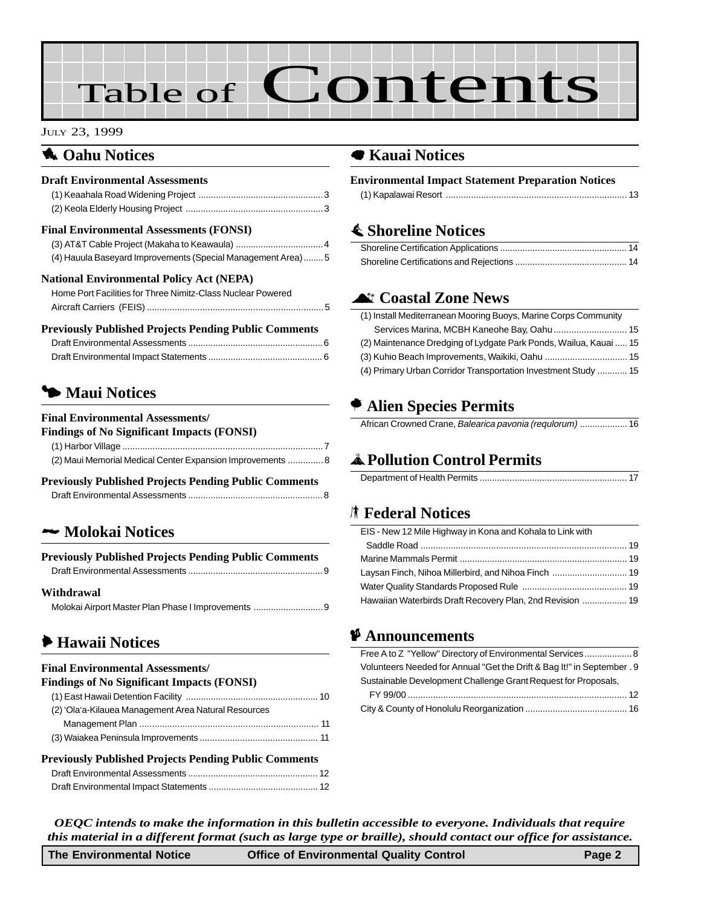# Table of Contents

July 23, 1999

## Oahu Notices

### Draft Environmental Assessments

(1) Keaahala Road Widening Project .......... 3
(2) Keola Elderly Housing Project .......... 3

### Final Environmental Assessments (FONSI)

(3) AT&T Cable Project (Makaha to Keawaula) .......... 4
(4) Hauula Baseyard Improvements (Special Management Area) .......... 5

### National Environmental Policy Act (NEPA)

Home Port Facilities for Three Nimitz-Class Nuclear Powered Aircraft Carriers (FEIS) .......... 5

### Previously Published Projects Pending Public Comments

Draft Environmental Assessments .......... 6
Draft Environmental Impact Statements .......... 6

## Maui Notices

### Final Environmental Assessments/ Findings of No Significant Impacts (FONSI)

(1) Harbor Village .......... 7
(2) Maui Memorial Medical Center Expansion Improvements .......... 8

### Previously Published Projects Pending Public Comments

Draft Environmental Assessments .......... 8

## Molokai Notices

### Previously Published Projects Pending Public Comments

Draft Environmental Assessments .......... 9

### Withdrawal

Molokai Airport Master Plan Phase I Improvements .......... 9

## Hawaii Notices

### Final Environmental Assessments/ Findings of No Significant Impacts (FONSI)

(1) East Hawaii Detention Facility .......... 10
(2) 'Ola'a-Kilauea Management Area Natural Resources Management Plan .......... 11
(3) Waiakea Peninsula Improvements .......... 11

### Previously Published Projects Pending Public Comments

Draft Environmental Assessments .......... 12
Draft Environmental Impact Statements .......... 12

## Kauai Notices

### Environmental Impact Statement Preparation Notices

(1) Kapalawai Resort .......... 13

## Shoreline Notices

Shoreline Certification Applications .......... 14
Shoreline Certifications and Rejections .......... 14

## Coastal Zone News

(1) Install Mediterranean Mooring Buoys, Marine Corps Community Services Marina, MCBH Kaneohe Bay, Oahu .......... 15
(2) Maintenance Dredging of Lydgate Park Ponds, Wailua, Kauai .......... 15
(3) Kuhio Beach Improvements, Waikiki, Oahu .......... 15
(4) Primary Urban Corridor Transportation Investment Study .......... 15

## Alien Species Permits

African Crowned Crane, *Balearica pavonia (requlorum)* .......... 16

## Pollution Control Permits

Department of Health Permits .......... 17

## Federal Notices

EIS - New 12 Mile Highway in Kona and Kohala to Link with Saddle Road .......... 19
Marine Mammals Permit .......... 19
Laysan Finch, Nihoa Millerbird, and Nihoa Finch .......... 19
Water Quality Standards Proposed Rule .......... 19
Hawaiian Waterbirds Draft Recovery Plan, 2nd Revision .......... 19

## Announcements

Free A to Z "Yellow" Directory of Environmental Services .......... 8
Volunteers Needed for Annual "Get the Drift & Bag It!" in September .......... 9
Sustainable Development Challenge Grant Request for Proposals, FY 99/00 .......... 12
City & County of Honolulu Reorganization .......... 16

*OEQC intends to make the information in this bulletin accessible to everyone. Individuals that require this material in a different format (such as large type or braille), should contact our office for assistance.*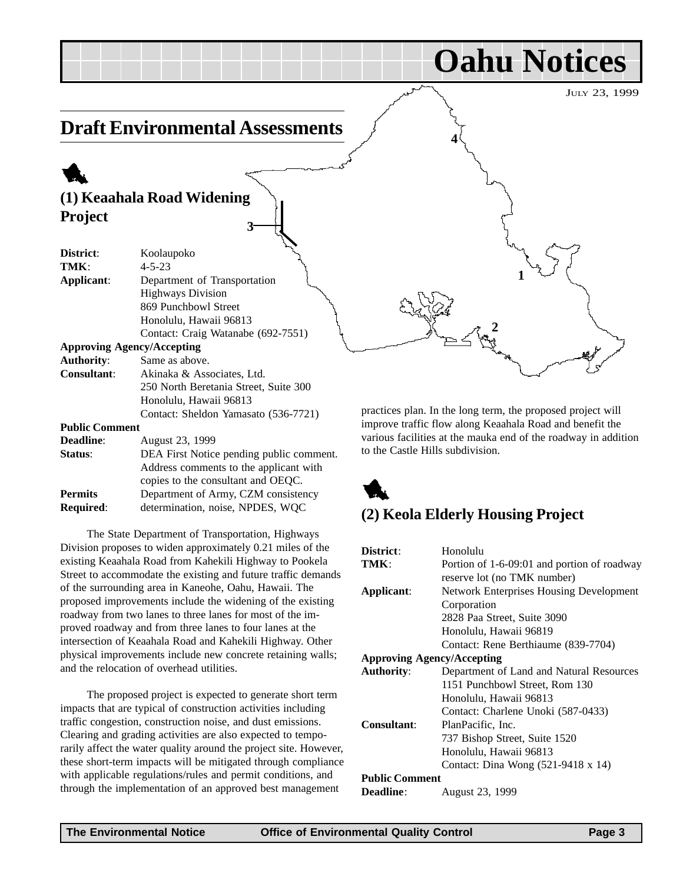# Oahu Notices

JULY 23, 1999

## Draft Environmental Assessments

### (1) Keaahala Road Widening Project

**District**: Koolaupoko
**TMK**: 4-5-23
**Applicant**: Department of Transportation
Highways Division
869 Punchbowl Street
Honolulu, Hawaii 96813
Contact: Craig Watanabe (692-7551)

**Approving Agency/Accepting Authority**: Same as above.

**Consultant**: Akinaka & Associates, Ltd.
250 North Beretania Street, Suite 300
Honolulu, Hawaii 96813
Contact: Sheldon Yamasato (536-7721)

**Public Comment Deadline**: August 23, 1999

**Status**: DEA First Notice pending public comment. Address comments to the applicant with copies to the consultant and OEQC.

**Permits Required**: Department of Army, CZM consistency determination, noise, NPDES, WQC

The State Department of Transportation, Highways Division proposes to widen approximately 0.21 miles of the existing Keaahala Road from Kahekili Highway to Pookela Street to accommodate the existing and future traffic demands of the surrounding area in Kaneohe, Oahu, Hawaii. The proposed improvements include the widening of the existing roadway from two lanes to three lanes for most of the improved roadway and from three lanes to four lanes at the intersection of Keaahala Road and Kahekili Highway. Other physical improvements include new concrete retaining walls; and the relocation of overhead utilities.

The proposed project is expected to generate short term impacts that are typical of construction activities including traffic congestion, construction noise, and dust emissions. Clearing and grading activities are also expected to temporarily affect the water quality around the project site. However, these short-term impacts will be mitigated through compliance with applicable regulations/rules and permit conditions, and through the implementation of an approved best management practices plan. In the long term, the proposed project will improve traffic flow along Keaahala Road and benefit the various facilities at the mauka end of the roadway in addition to the Castle Hills subdivision.

### (2) Keola Elderly Housing Project

**District**: Honolulu
**TMK**: Portion of 1-6-09:01 and portion of roadway reserve lot (no TMK number)
**Applicant**: Network Enterprises Housing Development Corporation
2828 Paa Street, Suite 3090
Honolulu, Hawaii 96819
Contact: Rene Berthiaume (839-7704)

**Approving Agency/Accepting Authority**: Department of Land and Natural Resources
1151 Punchbowl Street, Rom 130
Honolulu, Hawaii 96813
Contact: Charlene Unoki (587-0433)

**Consultant**: PlanPacific, Inc.
737 Bishop Street, Suite 1520
Honolulu, Hawaii 96813
Contact: Dina Wong (521-9418 x 14)

**Public Comment Deadline**: August 23, 1999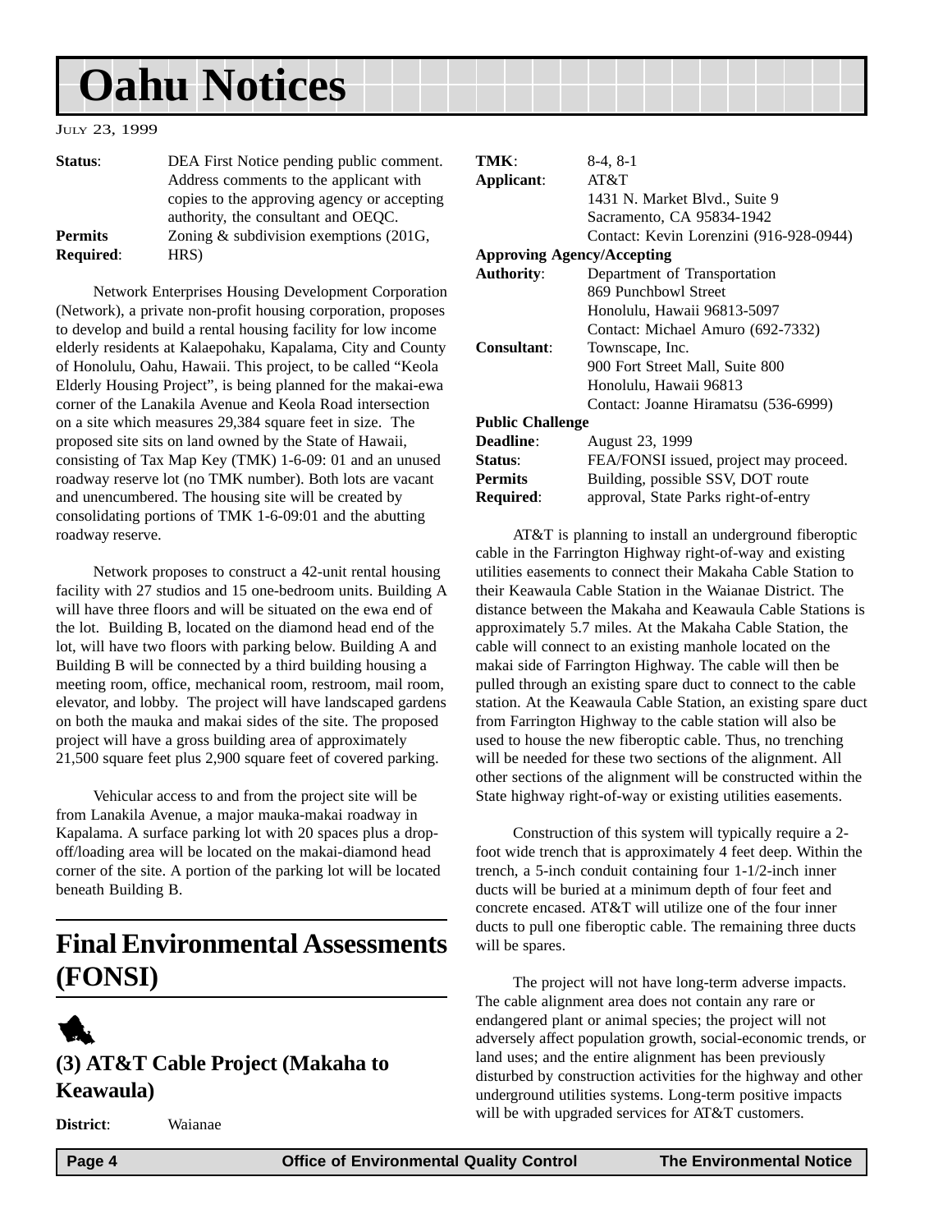# Oahu Notices

JULY 23, 1999

**Status**: DEA First Notice pending public comment. Address comments to the applicant with copies to the approving agency or accepting authority, the consultant and OEQC.

**Permits Required**: Zoning & subdivision exemptions (201G, HRS)

Network Enterprises Housing Development Corporation (Network), a private non-profit housing corporation, proposes to develop and build a rental housing facility for low income elderly residents at Kalaepohaku, Kapalama, City and County of Honolulu, Oahu, Hawaii. This project, to be called "Keola Elderly Housing Project", is being planned for the makai-ewa corner of the Lanakila Avenue and Keola Road intersection on a site which measures 29,384 square feet in size. The proposed site sits on land owned by the State of Hawaii, consisting of Tax Map Key (TMK) 1-6-09: 01 and an unused roadway reserve lot (no TMK number). Both lots are vacant and unencumbered. The housing site will be created by consolidating portions of TMK 1-6-09:01 and the abutting roadway reserve.

Network proposes to construct a 42-unit rental housing facility with 27 studios and 15 one-bedroom units. Building A will have three floors and will be situated on the ewa end of the lot. Building B, located on the diamond head end of the lot, will have two floors with parking below. Building A and Building B will be connected by a third building housing a meeting room, office, mechanical room, restroom, mail room, elevator, and lobby. The project will have landscaped gardens on both the mauka and makai sides of the site. The proposed project will have a gross building area of approximately 21,500 square feet plus 2,900 square feet of covered parking.

Vehicular access to and from the project site will be from Lanakila Avenue, a major mauka-makai roadway in Kapalama. A surface parking lot with 20 spaces plus a drop-off/loading area will be located on the makai-diamond head corner of the site. A portion of the parking lot will be located beneath Building B.

## Final Environmental Assessments (FONSI)

### (3) AT&T Cable Project (Makaha to Keawaula)

**District**: Waianae

**TMK**: 8-4, 8-1

**Applicant**: AT&T
1431 N. Market Blvd., Suite 9
Sacramento, CA 95834-1942
Contact: Kevin Lorenzini (916-928-0944)

**Approving Agency/Accepting Authority**: Department of Transportation
869 Punchbowl Street
Honolulu, Hawaii 96813-5097
Contact: Michael Amuro (692-7332)

**Consultant**: Townscape, Inc.
900 Fort Street Mall, Suite 800
Honolulu, Hawaii 96813
Contact: Joanne Hiramatsu (536-6999)

**Public Challenge Deadline**: August 23, 1999

**Status**: FEA/FONSI issued, project may proceed.

**Permits Required**: Building, possible SSV, DOT route approval, State Parks right-of-entry

AT&T is planning to install an underground fiberoptic cable in the Farrington Highway right-of-way and existing utilities easements to connect their Makaha Cable Station to their Keawaula Cable Station in the Waianae District. The distance between the Makaha and Keawaula Cable Stations is approximately 5.7 miles. At the Makaha Cable Station, the cable will connect to an existing manhole located on the makai side of Farrington Highway. The cable will then be pulled through an existing spare duct to connect to the cable station. At the Keawaula Cable Station, an existing spare duct from Farrington Highway to the cable station will also be used to house the new fiberoptic cable. Thus, no trenching will be needed for these two sections of the alignment. All other sections of the alignment will be constructed within the State highway right-of-way or existing utilities easements.

Construction of this system will typically require a 2-foot wide trench that is approximately 4 feet deep. Within the trench, a 5-inch conduit containing four 1-1/2-inch inner ducts will be buried at a minimum depth of four feet and concrete encased. AT&T will utilize one of the four inner ducts to pull one fiberoptic cable. The remaining three ducts will be spares.

The project will not have long-term adverse impacts. The cable alignment area does not contain any rare or endangered plant or animal species; the project will not adversely affect population growth, social-economic trends, or land uses; and the entire alignment has been previously disturbed by construction activities for the highway and other underground utilities systems. Long-term positive impacts will be with upgraded services for AT&T customers.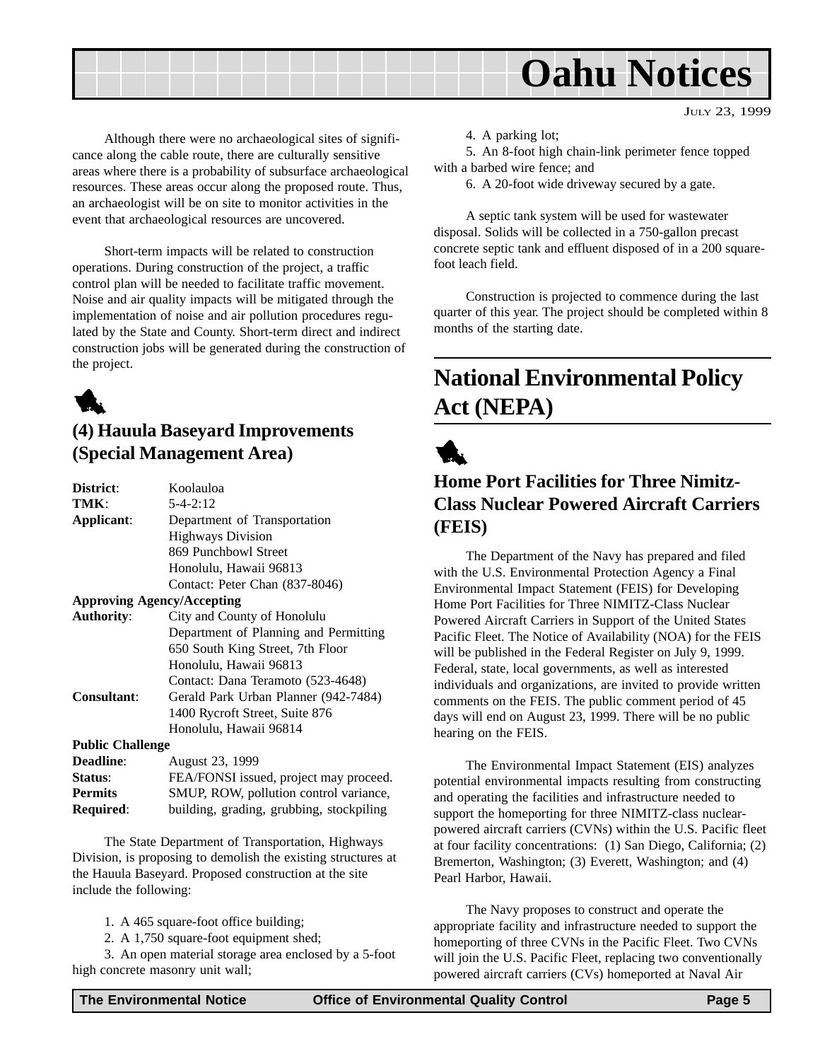Although there were no archaeological sites of significance along the cable route, there are culturally sensitive areas where there is a probability of subsurface archaeological resources. These areas occur along the proposed route. Thus, an archaeologist will be on site to monitor activities in the event that archaeological resources are uncovered.

Short-term impacts will be related to construction operations. During construction of the project, a traffic control plan will be needed to facilitate traffic movement. Noise and air quality impacts will be mitigated through the implementation of noise and air pollution procedures regulated by the State and County. Short-term direct and indirect construction jobs will be generated during the construction of the project.

## (4) Hauula Baseyard Improvements (Special Management Area)

**District**: Koolauloa
**TMK**: 5-4-2:12
**Applicant**: Department of Transportation
Highways Division
869 Punchbowl Street
Honolulu, Hawaii 96813
Contact: Peter Chan (837-8046)

**Approving Agency/Accepting Authority**: City and County of Honolulu
Department of Planning and Permitting
650 South King Street, 7th Floor
Honolulu, Hawaii 96813
Contact: Dana Teramoto (523-4648)

**Consultant**: Gerald Park Urban Planner (942-7484)
1400 Rycroft Street, Suite 876
Honolulu, Hawaii 96814

**Public Challenge Deadline**: August 23, 1999
**Status**: FEA/FONSI issued, project may proceed.
**Permits Required**: SMUP, ROW, pollution control variance, building, grading, grubbing, stockpiling

The State Department of Transportation, Highways Division, is proposing to demolish the existing structures at the Hauula Baseyard. Proposed construction at the site include the following:

1. A 465 square-foot office building;
2. A 1,750 square-foot equipment shed;
3. An open material storage area enclosed by a 5-foot high concrete masonry unit wall;
4. A parking lot;
5. An 8-foot high chain-link perimeter fence topped with a barbed wire fence; and
6. A 20-foot wide driveway secured by a gate.

A septic tank system will be used for wastewater disposal. Solids will be collected in a 750-gallon precast concrete septic tank and effluent disposed of in a 200 square-foot leach field.

Construction is projected to commence during the last quarter of this year. The project should be completed within 8 months of the starting date.

# National Environmental Policy Act (NEPA)

## Home Port Facilities for Three Nimitz-Class Nuclear Powered Aircraft Carriers (FEIS)

The Department of the Navy has prepared and filed with the U.S. Environmental Protection Agency a Final Environmental Impact Statement (FEIS) for Developing Home Port Facilities for Three NIMITZ-Class Nuclear Powered Aircraft Carriers in Support of the United States Pacific Fleet. The Notice of Availability (NOA) for the FEIS will be published in the Federal Register on July 9, 1999. Federal, state, local governments, as well as interested individuals and organizations, are invited to provide written comments on the FEIS. The public comment period of 45 days will end on August 23, 1999. There will be no public hearing on the FEIS.

The Environmental Impact Statement (EIS) analyzes potential environmental impacts resulting from constructing and operating the facilities and infrastructure needed to support the homeporting for three NIMITZ-class nuclear-powered aircraft carriers (CVNs) within the U.S. Pacific fleet at four facility concentrations: (1) San Diego, California; (2) Bremerton, Washington; (3) Everett, Washington; and (4) Pearl Harbor, Hawaii.

The Navy proposes to construct and operate the appropriate facility and infrastructure needed to support the homeporting of three CVNs in the Pacific Fleet. Two CVNs will join the U.S. Pacific Fleet, replacing two conventionally powered aircraft carriers (CVs) homeported at Naval Air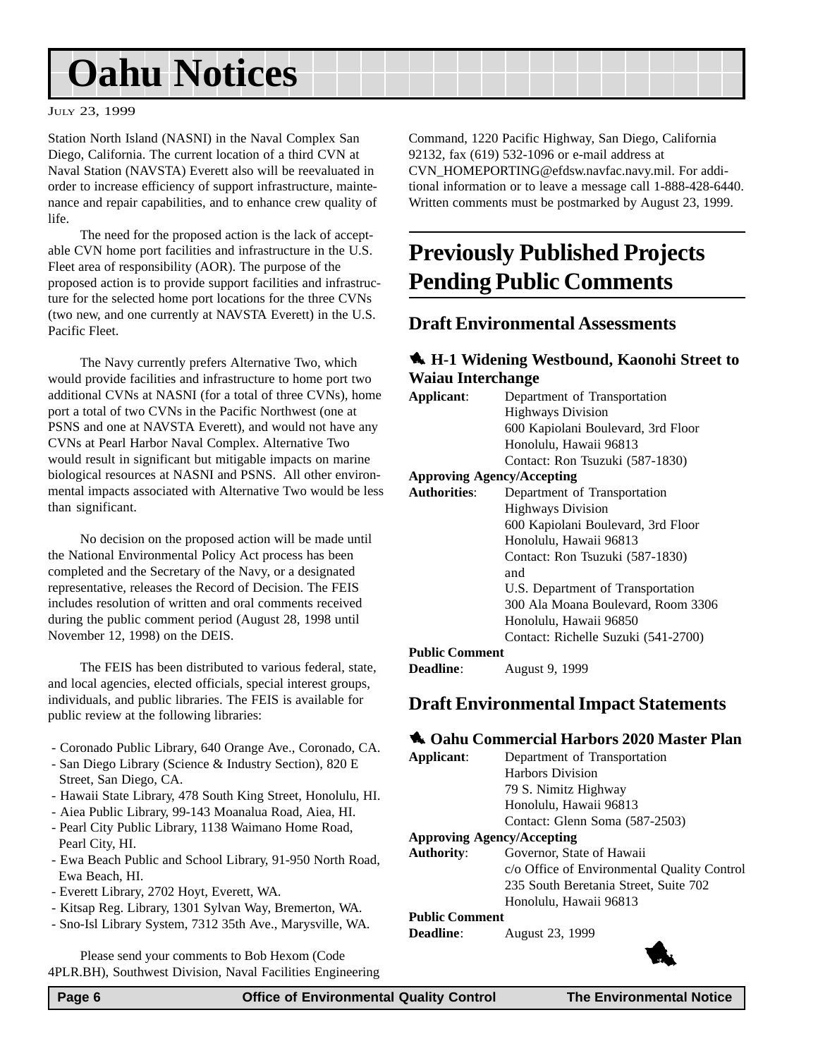Station North Island (NASNI) in the Naval Complex San Diego, California. The current location of a third CVN at Naval Station (NAVSTA) Everett also will be reevaluated in order to increase efficiency of support infrastructure, maintenance and repair capabilities, and to enhance crew quality of life.

The need for the proposed action is the lack of acceptable CVN home port facilities and infrastructure in the U.S. Fleet area of responsibility (AOR). The purpose of the proposed action is to provide support facilities and infrastructure for the selected home port locations for the three CVNs (two new, and one currently at NAVSTA Everett) in the U.S. Pacific Fleet.

The Navy currently prefers Alternative Two, which would provide facilities and infrastructure to home port two additional CVNs at NASNI (for a total of three CVNs), home port a total of two CVNs in the Pacific Northwest (one at PSNS and one at NAVSTA Everett), and would not have any CVNs at Pearl Harbor Naval Complex. Alternative Two would result in significant but mitigable impacts on marine biological resources at NASNI and PSNS. All other environmental impacts associated with Alternative Two would be less than significant.

No decision on the proposed action will be made until the National Environmental Policy Act process has been completed and the Secretary of the Navy, or a designated representative, releases the Record of Decision. The FEIS includes resolution of written and oral comments received during the public comment period (August 28, 1998 until November 12, 1998) on the DEIS.

The FEIS has been distributed to various federal, state, and local agencies, elected officials, special interest groups, individuals, and public libraries. The FEIS is available for public review at the following libraries:

- Coronado Public Library, 640 Orange Ave., Coronado, CA.
- San Diego Library (Science & Industry Section), 820 E Street, San Diego, CA.
- Hawaii State Library, 478 South King Street, Honolulu, HI.
- Aiea Public Library, 99-143 Moanalua Road, Aiea, HI.
- Pearl City Public Library, 1138 Waimano Home Road, Pearl City, HI.
- Ewa Beach Public and School Library, 91-950 North Road, Ewa Beach, HI.
- Everett Library, 2702 Hoyt, Everett, WA.
- Kitsap Reg. Library, 1301 Sylvan Way, Bremerton, WA.
- Sno-Isl Library System, 7312 35th Ave., Marysville, WA.

Please send your comments to Bob Hexom (Code 4PLR.BH), Southwest Division, Naval Facilities Engineering Command, 1220 Pacific Highway, San Diego, California 92132, fax (619) 532-1096 or e-mail address at CVN_HOMEPORTING@efdsw.navfac.navy.mil. For additional information or to leave a message call 1-888-428-6440. Written comments must be postmarked by August 23, 1999.

# Previously Published Projects Pending Public Comments

## Draft Environmental Assessments

### H-1 Widening Westbound, Kaonohi Street to Waiau Interchange

**Applicant**: Department of Transportation
Highways Division
600 Kapiolani Boulevard, 3rd Floor
Honolulu, Hawaii 96813
Contact: Ron Tsuzuki (587-1830)

**Approving Agency/Accepting Authorities**: Department of Transportation
Highways Division
600 Kapiolani Boulevard, 3rd Floor
Honolulu, Hawaii 96813
Contact: Ron Tsuzuki (587-1830)
and
U.S. Department of Transportation
300 Ala Moana Boulevard, Room 3306
Honolulu, Hawaii 96850
Contact: Richelle Suzuki (541-2700)

**Public Comment Deadline**: August 9, 1999

## Draft Environmental Impact Statements

### Oahu Commercial Harbors 2020 Master Plan

**Applicant**: Department of Transportation
Harbors Division
79 S. Nimitz Highway
Honolulu, Hawaii 96813
Contact: Glenn Soma (587-2503)

**Approving Agency/Accepting Authority**: Governor, State of Hawaii
c/o Office of Environmental Quality Control
235 South Beretania Street, Suite 702
Honolulu, Hawaii 96813

**Public Comment Deadline**: August 23, 1999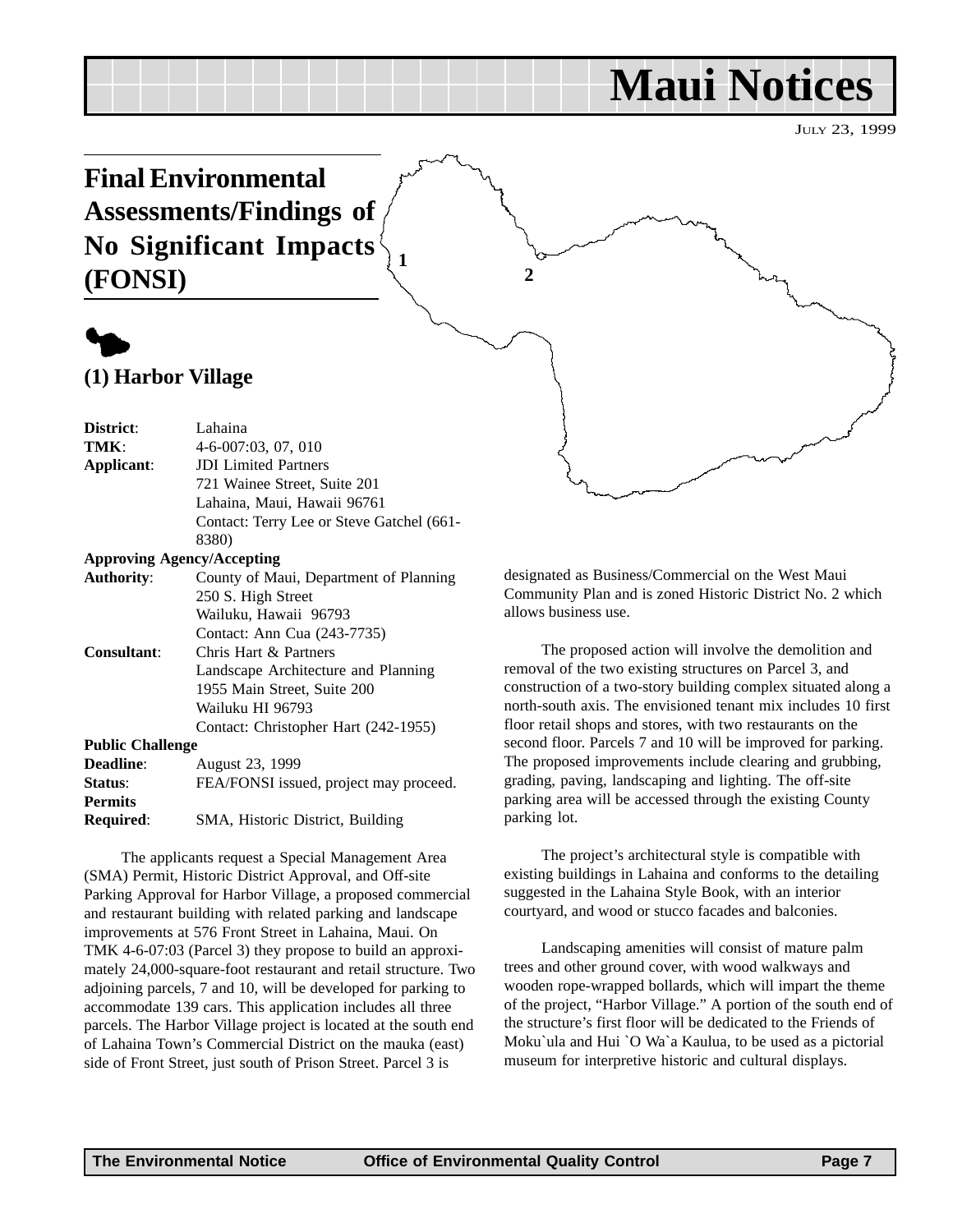# Maui Notices

JULY 23, 1999

## Final Environmental Assessments/Findings of No Significant Impacts (FONSI)

### (1) Harbor Village

**District**: Lahaina
**TMK**: 4-6-007:03, 07, 010
**Applicant**: JDI Limited Partners
721 Wainee Street, Suite 201
Lahaina, Maui, Hawaii 96761
Contact: Terry Lee or Steve Gatchel (661-8380)
**Approving Agency/Accepting Authority**: County of Maui, Department of Planning
250 S. High Street
Wailuku, Hawaii 96793
Contact: Ann Cua (243-7735)
**Consultant**: Chris Hart & Partners
Landscape Architecture and Planning
1955 Main Street, Suite 200
Wailuku HI 96793
Contact: Christopher Hart (242-1955)
**Public Challenge Deadline**: August 23, 1999
**Status**: FEA/FONSI issued, project may proceed.
**Permits Required**: SMA, Historic District, Building

The applicants request a Special Management Area (SMA) Permit, Historic District Approval, and Off-site Parking Approval for Harbor Village, a proposed commercial and restaurant building with related parking and landscape improvements at 576 Front Street in Lahaina, Maui. On TMK 4-6-07:03 (Parcel 3) they propose to build an approximately 24,000-square-foot restaurant and retail structure. Two adjoining parcels, 7 and 10, will be developed for parking to accommodate 139 cars. This application includes all three parcels. The Harbor Village project is located at the south end of Lahaina Town's Commercial District on the mauka (east) side of Front Street, just south of Prison Street. Parcel 3 is designated as Business/Commercial on the West Maui Community Plan and is zoned Historic District No. 2 which allows business use.

The proposed action will involve the demolition and removal of the two existing structures on Parcel 3, and construction of a two-story building complex situated along a north-south axis. The envisioned tenant mix includes 10 first floor retail shops and stores, with two restaurants on the second floor. Parcels 7 and 10 will be improved for parking. The proposed improvements include clearing and grubbing, grading, paving, landscaping and lighting. The off-site parking area will be accessed through the existing County parking lot.

The project's architectural style is compatible with existing buildings in Lahaina and conforms to the detailing suggested in the Lahaina Style Book, with an interior courtyard, and wood or stucco facades and balconies.

Landscaping amenities will consist of mature palm trees and other ground cover, with wood walkways and wooden rope-wrapped bollards, which will impart the theme of the project, "Harbor Village." A portion of the south end of the structure's first floor will be dedicated to the Friends of Moku`ula and Hui `O Wa`a Kaulua, to be used as a pictorial museum for interpretive historic and cultural displays.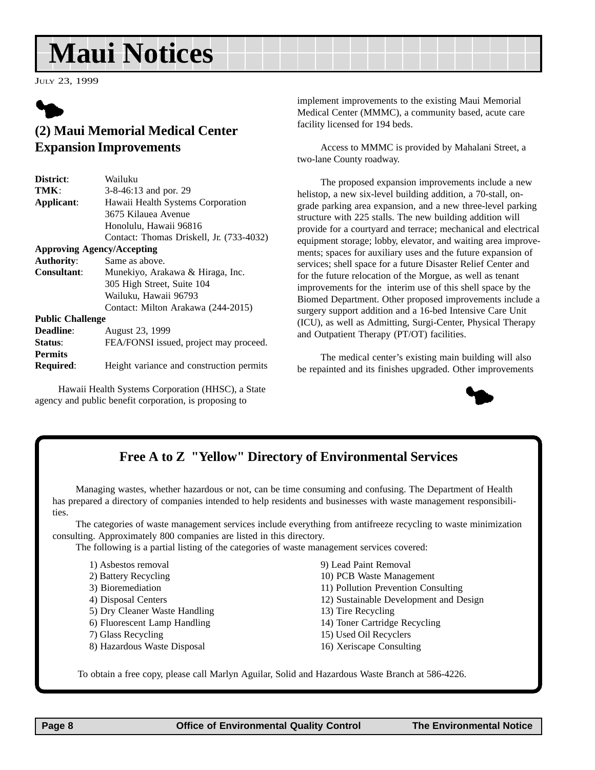# Maui Notices

July 23, 1999

## (2) Maui Memorial Medical Center Expansion Improvements

| | |
|---|---|
| **District**: | Wailuku |
| **TMK**: | 3-8-46:13 and por. 29 |
| **Applicant**: | Hawaii Health Systems Corporation<br>3675 Kilauea Avenue<br>Honolulu, Hawaii 96816<br>Contact: Thomas Driskell, Jr. (733-4032) |
| **Approving Agency/Accepting Authority**: | Same as above. |
| **Consultant**: | Munekiyo, Arakawa & Hiraga, Inc.<br>305 High Street, Suite 104<br>Wailuku, Hawaii 96793<br>Contact: Milton Arakawa (244-2015) |
| **Public Challenge Deadline**: | August 23, 1999 |
| **Status**: | FEA/FONSI issued, project may proceed. |
| **Permits Required**: | Height variance and construction permits |

Hawaii Health Systems Corporation (HHSC), a State agency and public benefit corporation, is proposing to implement improvements to the existing Maui Memorial Medical Center (MMMC), a community based, acute care facility licensed for 194 beds.

Access to MMMC is provided by Mahalani Street, a two-lane County roadway.

The proposed expansion improvements include a new helistop, a new six-level building addition, a 70-stall, on-grade parking area expansion, and a new three-level parking structure with 225 stalls. The new building addition will provide for a courtyard and terrace; mechanical and electrical equipment storage; lobby, elevator, and waiting area improvements; spaces for auxiliary uses and the future expansion of services; shell space for a future Disaster Relief Center and for the future relocation of the Morgue, as well as tenant improvements for the interim use of this shell space by the Biomed Department. Other proposed improvements include a surgery support addition and a 16-bed Intensive Care Unit (ICU), as well as Admitting, Surgi-Center, Physical Therapy and Outpatient Therapy (PT/OT) facilities.

The medical center's existing main building will also be repainted and its finishes upgraded. Other improvements

---

### Free A to Z "Yellow" Directory of Environmental Services

Managing wastes, whether hazardous or not, can be time consuming and confusing. The Department of Health has prepared a directory of companies intended to help residents and businesses with waste management responsibilities.

The categories of waste management services include everything from antifreeze recycling to waste minimization consulting. Approximately 800 companies are listed in this directory.

The following is a partial listing of the categories of waste management services covered:

1) Asbestos removal
2) Battery Recycling
3) Bioremediation
4) Disposal Centers
5) Dry Cleaner Waste Handling
6) Fluorescent Lamp Handling
7) Glass Recycling
8) Hazardous Waste Disposal
9) Lead Paint Removal
10) PCB Waste Management
11) Pollution Prevention Consulting
12) Sustainable Development and Design
13) Tire Recycling
14) Toner Cartridge Recycling
15) Used Oil Recyclers
16) Xeriscape Consulting

To obtain a free copy, please call Marlyn Aguilar, Solid and Hazardous Waste Branch at 586-4226.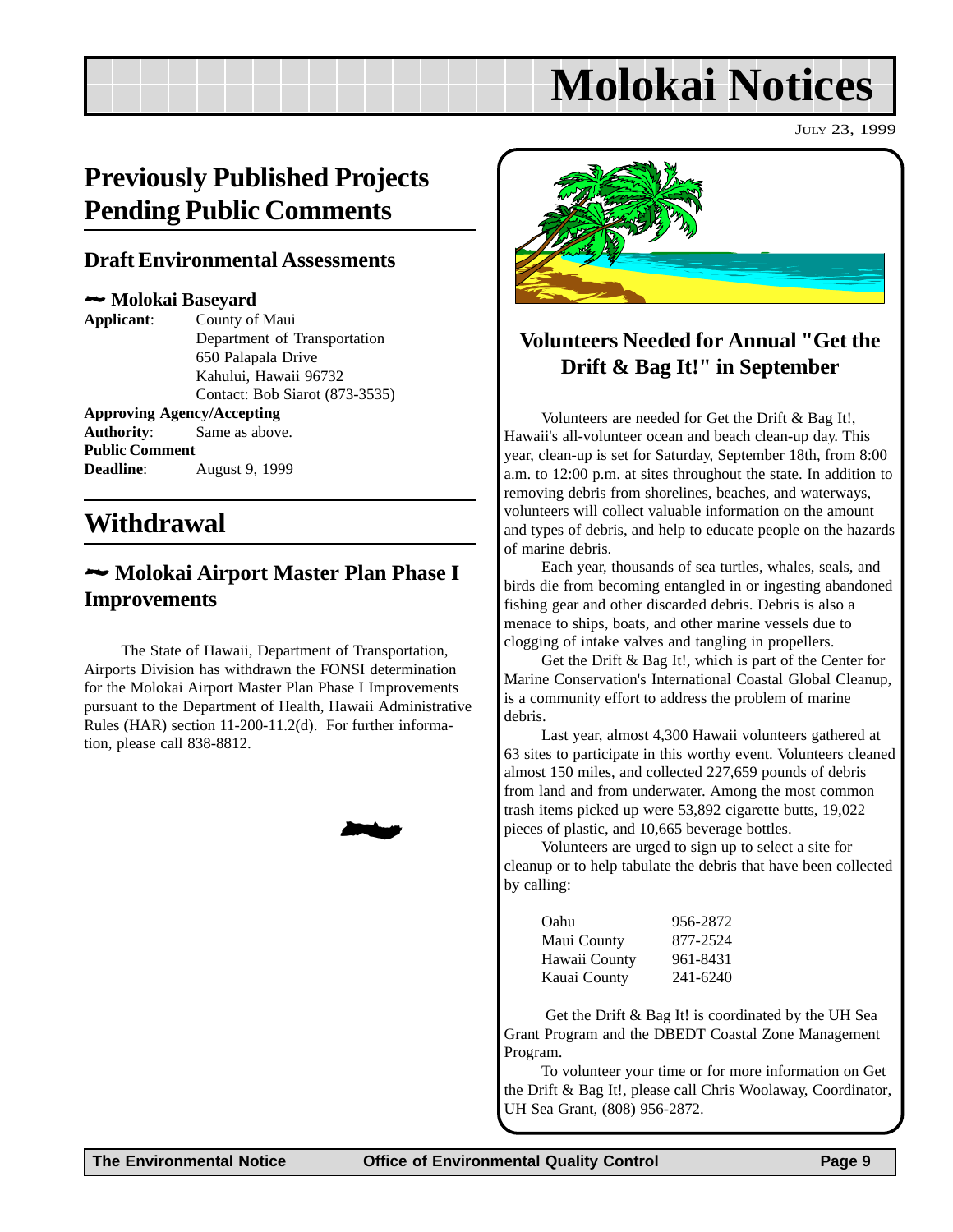# Molokai Notices

JULY 23, 1999

## Previously Published Projects Pending Public Comments

### Draft Environmental Assessments

#### Molokai Baseyard

**Applicant**: County of Maui
Department of Transportation
650 Palapala Drive
Kahului, Hawaii 96732
Contact: Bob Siarot (873-3535)

**Approving Agency/Accepting Authority**: Same as above.

**Public Comment Deadline**: August 9, 1999

## Withdrawal

### Molokai Airport Master Plan Phase I Improvements

The State of Hawaii, Department of Transportation, Airports Division has withdrawn the FONSI determination for the Molokai Airport Master Plan Phase I Improvements pursuant to the Department of Health, Hawaii Administrative Rules (HAR) section 11-200-11.2(d). For further information, please call 838-8812.

## Volunteers Needed for Annual "Get the Drift & Bag It!" in September

Volunteers are needed for Get the Drift & Bag It!, Hawaii's all-volunteer ocean and beach clean-up day. This year, clean-up is set for Saturday, September 18th, from 8:00 a.m. to 12:00 p.m. at sites throughout the state. In addition to removing debris from shorelines, beaches, and waterways, volunteers will collect valuable information on the amount and types of debris, and help to educate people on the hazards of marine debris.

Each year, thousands of sea turtles, whales, seals, and birds die from becoming entangled in or ingesting abandoned fishing gear and other discarded debris. Debris is also a menace to ships, boats, and other marine vessels due to clogging of intake valves and tangling in propellers.

Get the Drift & Bag It!, which is part of the Center for Marine Conservation's International Coastal Global Cleanup, is a community effort to address the problem of marine debris.

Last year, almost 4,300 Hawaii volunteers gathered at 63 sites to participate in this worthy event. Volunteers cleaned almost 150 miles, and collected 227,659 pounds of debris from land and from underwater. Among the most common trash items picked up were 53,892 cigarette butts, 19,022 pieces of plastic, and 10,665 beverage bottles.

Volunteers are urged to sign up to select a site for cleanup or to help tabulate the debris that have been collected by calling:

| | |
|---|---|
| Oahu | 956-2872 |
| Maui County | 877-2524 |
| Hawaii County | 961-8431 |
| Kauai County | 241-6240 |

Get the Drift & Bag It! is coordinated by the UH Sea Grant Program and the DBEDT Coastal Zone Management Program.

To volunteer your time or for more information on Get the Drift & Bag It!, please call Chris Woolaway, Coordinator, UH Sea Grant, (808) 956-2872.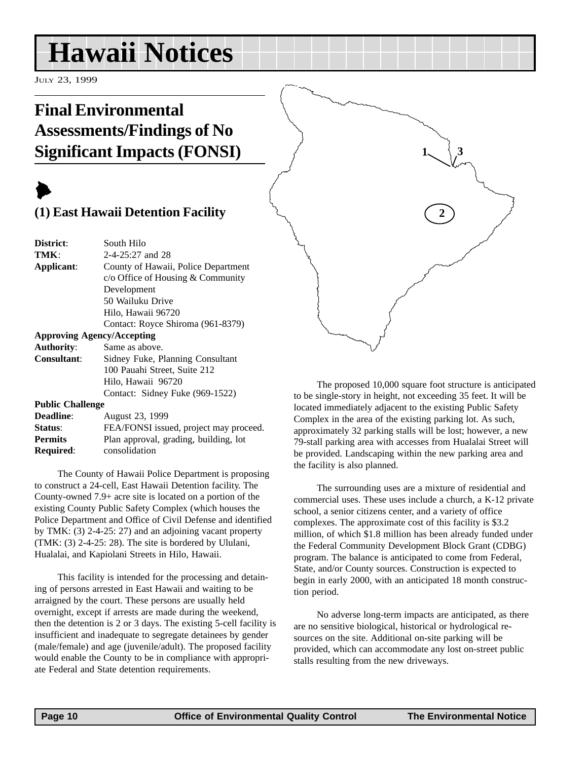# Hawaii Notices

July 23, 1999

## Final Environmental Assessments/Findings of No Significant Impacts (FONSI)

### (1) East Hawaii Detention Facility

| | |
|---|---|
| **District**: | South Hilo |
| **TMK**: | 2-4-25:27 and 28 |
| **Applicant**: | County of Hawaii, Police Department c/o Office of Housing & Community Development 50 Wailuku Drive Hilo, Hawaii 96720 Contact: Royce Shiroma (961-8379) |
| **Approving Agency/Accepting Authority**: | Same as above. |
| **Consultant**: | Sidney Fuke, Planning Consultant 100 Pauahi Street, Suite 212 Hilo, Hawaii 96720 Contact: Sidney Fuke (969-1522) |
| **Public Challenge Deadline**: | August 23, 1999 |
| **Status**: | FEA/FONSI issued, project may proceed. |
| **Permits Required**: | Plan approval, grading, building, lot consolidation |

The County of Hawaii Police Department is proposing to construct a 24-cell, East Hawaii Detention facility. The County-owned 7.9+ acre site is located on a portion of the existing County Public Safety Complex (which houses the Police Department and Office of Civil Defense and identified by TMK: (3) 2-4-25: 27) and an adjoining vacant property (TMK: (3) 2-4-25: 28). The site is bordered by Ululani, Hualalai, and Kapiolani Streets in Hilo, Hawaii.

This facility is intended for the processing and detaining of persons arrested in East Hawaii and waiting to be arraigned by the court. These persons are usually held overnight, except if arrests are made during the weekend, then the detention is 2 or 3 days. The existing 5-cell facility is insufficient and inadequate to segregate detainees by gender (male/female) and age (juvenile/adult). The proposed facility would enable the County to be in compliance with appropriate Federal and State detention requirements.

The proposed 10,000 square foot structure is anticipated to be single-story in height, not exceeding 35 feet. It will be located immediately adjacent to the existing Public Safety Complex in the area of the existing parking lot. As such, approximately 32 parking stalls will be lost; however, a new 79-stall parking area with accesses from Hualalai Street will be provided. Landscaping within the new parking area and the facility is also planned.

The surrounding uses are a mixture of residential and commercial uses. These uses include a church, a K-12 private school, a senior citizens center, and a variety of office complexes. The approximate cost of this facility is $3.2 million, of which $1.8 million has been already funded under the Federal Community Development Block Grant (CDBG) program. The balance is anticipated to come from Federal, State, and/or County sources. Construction is expected to begin in early 2000, with an anticipated 18 month construction period.

No adverse long-term impacts are anticipated, as there are no sensitive biological, historical or hydrological resources on the site. Additional on-site parking will be provided, which can accommodate any lost on-street public stalls resulting from the new driveways.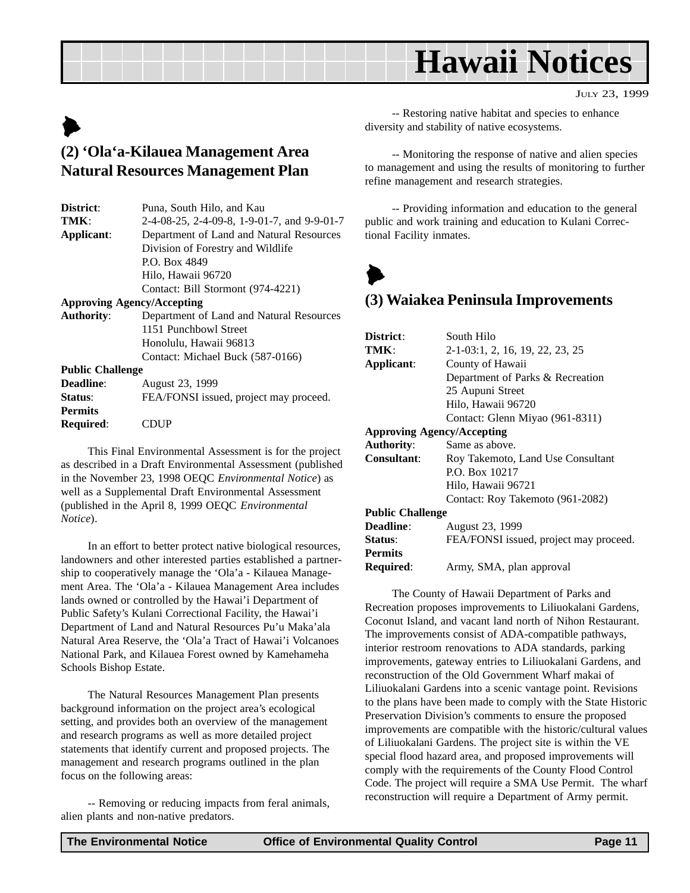# Hawaii Notices

JULY 23, 1999

## (2) ‘Ola‘a-Kilauea Management Area Natural Resources Management Plan

| | |
|---|---|
| **District**: | Puna, South Hilo, and Kau |
| **TMK**: | 2-4-08-25, 2-4-09-8, 1-9-01-7, and 9-9-01-7 |
| **Applicant**: | Department of Land and Natural Resources<br>Division of Forestry and Wildlife<br>P.O. Box 4849<br>Hilo, Hawaii 96720<br>Contact: Bill Stormont (974-4221) |
| **Approving Agency/Accepting** | |
| **Authority**: | Department of Land and Natural Resources<br>1151 Punchbowl Street<br>Honolulu, Hawaii 96813<br>Contact: Michael Buck (587-0166) |
| **Public Challenge** | |
| **Deadline**: | August 23, 1999 |
| **Status**: | FEA/FONSI issued, project may proceed. |
| **Permits Required**: | CDUP |

This Final Environmental Assessment is for the project as described in a Draft Environmental Assessment (published in the November 23, 1998 OEQC *Environmental Notice*) as well as a Supplemental Draft Environmental Assessment (published in the April 8, 1999 OEQC *Environmental Notice*).

In an effort to better protect native biological resources, landowners and other interested parties established a partnership to cooperatively manage the ‘Ola’a - Kilauea Management Area. The ‘Ola’a - Kilauea Management Area includes lands owned or controlled by the Hawai’i Department of Public Safety’s Kulani Correctional Facility, the Hawai’i Department of Land and Natural Resources Pu’u Maka’ala Natural Area Reserve, the ‘Ola’a Tract of Hawai’i Volcanoes National Park, and Kilauea Forest owned by Kamehameha Schools Bishop Estate.

The Natural Resources Management Plan presents background information on the project area’s ecological setting, and provides both an overview of the management and research programs as well as more detailed project statements that identify current and proposed projects. The management and research programs outlined in the plan focus on the following areas:

-- Removing or reducing impacts from feral animals, alien plants and non-native predators.

-- Restoring native habitat and species to enhance diversity and stability of native ecosystems.

-- Monitoring the response of native and alien species to management and using the results of monitoring to further refine management and research strategies.

-- Providing information and education to the general public and work training and education to Kulani Correctional Facility inmates.

## (3) Waiakea Peninsula Improvements

| | |
|---|---|
| **District**: | South Hilo |
| **TMK**: | 2-1-03:1, 2, 16, 19, 22, 23, 25 |
| **Applicant**: | County of Hawaii<br>Department of Parks & Recreation<br>25 Aupuni Street<br>Hilo, Hawaii 96720<br>Contact: Glenn Miyao (961-8311) |
| **Approving Agency/Accepting** | |
| **Authority**: | Same as above. |
| **Consultant**: | Roy Takemoto, Land Use Consultant<br>P.O. Box 10217<br>Hilo, Hawaii 96721<br>Contact: Roy Takemoto (961-2082) |
| **Public Challenge** | |
| **Deadline**: | August 23, 1999 |
| **Status**: | FEA/FONSI issued, project may proceed. |
| **Permits Required**: | Army, SMA, plan approval |

The County of Hawaii Department of Parks and Recreation proposes improvements to Liliuokalani Gardens, Coconut Island, and vacant land north of Nihon Restaurant. The improvements consist of ADA-compatible pathways, interior restroom renovations to ADA standards, parking improvements, gateway entries to Liliuokalani Gardens, and reconstruction of the Old Government Wharf makai of Liliuokalani Gardens into a scenic vantage point. Revisions to the plans have been made to comply with the State Historic Preservation Division’s comments to ensure the proposed improvements are compatible with the historic/cultural values of Liliuokalani Gardens. The project site is within the VE special flood hazard area, and proposed improvements will comply with the requirements of the County Flood Control Code. The project will require a SMA Use Permit. The wharf reconstruction will require a Department of Army permit.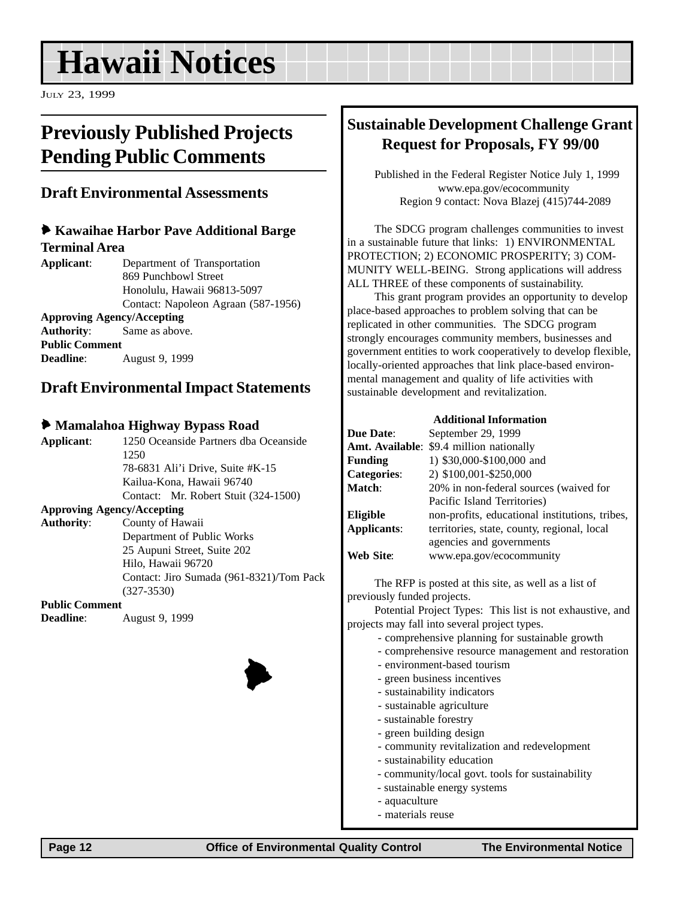# Hawaii Notices

JULY 23, 1999

## Previously Published Projects Pending Public Comments

### Draft Environmental Assessments

#### Kawaihae Harbor Pave Additional Barge Terminal Area

**Applicant**: Department of Transportation
869 Punchbowl Street
Honolulu, Hawaii 96813-5097
Contact: Napoleon Agraan (587-1956)

**Approving Agency/Accepting Authority**: Same as above.

**Public Comment Deadline**: August 9, 1999

### Draft Environmental Impact Statements

#### Mamalahoa Highway Bypass Road

**Applicant**: 1250 Oceanside Partners dba Oceanside 1250
78-6831 Ali'i Drive, Suite #K-15
Kailua-Kona, Hawaii 96740
Contact: Mr. Robert Stuit (324-1500)

**Approving Agency/Accepting Authority**: County of Hawaii
Department of Public Works
25 Aupuni Street, Suite 202
Hilo, Hawaii 96720
Contact: Jiro Sumada (961-8321)/Tom Pack (327-3530)

**Public Comment Deadline**: August 9, 1999

## Sustainable Development Challenge Grant Request for Proposals, FY 99/00

Published in the Federal Register Notice July 1, 1999
www.epa.gov/ecocommunity
Region 9 contact: Nova Blazej (415)744-2089

The SDCG program challenges communities to invest in a sustainable future that links: 1) ENVIRONMENTAL PROTECTION; 2) ECONOMIC PROSPERITY; 3) COMMUNITY WELL-BEING. Strong applications will address ALL THREE of these components of sustainability.

This grant program provides an opportunity to develop place-based approaches to problem solving that can be replicated in other communities. The SDCG program strongly encourages community members, businesses and government entities to work cooperatively to develop flexible, locally-oriented approaches that link place-based environmental management and quality of life activities with sustainable development and revitalization.

**Additional Information**

| | |
|---|---|
| **Due Date**: | September 29, 1999 |
| **Amt. Available**: | $9.4 million nationally |
| **Funding Categories**: | 1) $30,000-$100,000 and 2) $100,001-$250,000 |
| **Match**: | 20% in non-federal sources (waived for Pacific Island Territories) |
| **Eligible Applicants**: | non-profits, educational institutions, tribes, territories, state, county, regional, local agencies and governments |
| **Web Site**: | www.epa.gov/ecocommunity |

The RFP is posted at this site, as well as a list of previously funded projects.

Potential Project Types: This list is not exhaustive, and projects may fall into several project types.

- comprehensive planning for sustainable growth
- comprehensive resource management and restoration
- environment-based tourism
- green business incentives
- sustainability indicators
- sustainable agriculture
- sustainable forestry
- green building design
- community revitalization and redevelopment
- sustainability education
- community/local govt. tools for sustainability
- sustainable energy systems
- aquaculture
- materials reuse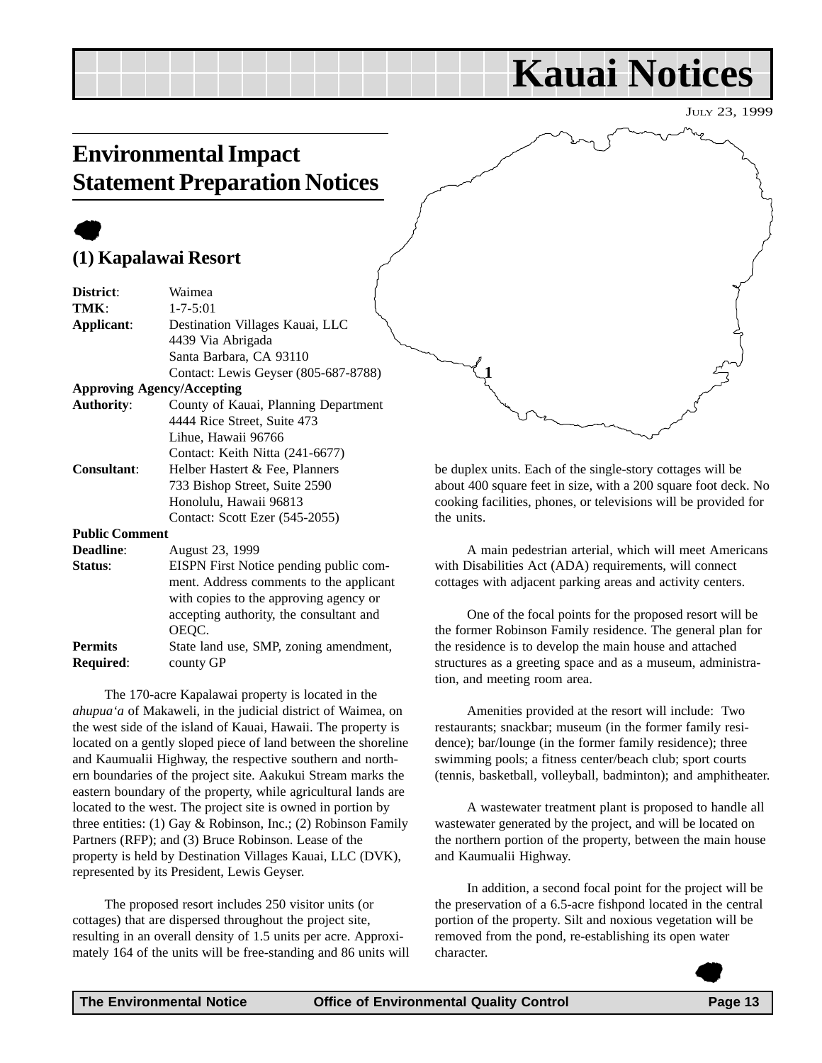# Kauai Notices

JULY 23, 1999

## Environmental Impact Statement Preparation Notices

### (1) Kapalawai Resort

| | |
|---|---|
| **District**: | Waimea |
| **TMK**: | 1-7-5:01 |
| **Applicant**: | Destination Villages Kauai, LLC<br>4439 Via Abrigada<br>Santa Barbara, CA 93110<br>Contact: Lewis Geyser (805-687-8788) |
| **Approving Agency/Accepting Authority**: | County of Kauai, Planning Department<br>4444 Rice Street, Suite 473<br>Lihue, Hawaii 96766<br>Contact: Keith Nitta (241-6677) |
| **Consultant**: | Helber Hastert & Fee, Planners<br>733 Bishop Street, Suite 2590<br>Honolulu, Hawaii 96813<br>Contact: Scott Ezer (545-2055) |
| **Public Comment Deadline**: | August 23, 1999 |
| **Status**: | EISPN First Notice pending public comment. Address comments to the applicant with copies to the approving agency or accepting authority, the consultant and OEQC. |
| **Permits Required**: | State land use, SMP, zoning amendment, county GP |

The 170-acre Kapalawai property is located in the *ahupua'a* of Makaweli, in the judicial district of Waimea, on the west side of the island of Kauai, Hawaii. The property is located on a gently sloped piece of land between the shoreline and Kaumualii Highway, the respective southern and northern boundaries of the project site. Aakukui Stream marks the eastern boundary of the property, while agricultural lands are located to the west. The project site is owned in portion by three entities: (1) Gay & Robinson, Inc.; (2) Robinson Family Partners (RFP); and (3) Bruce Robinson. Lease of the property is held by Destination Villages Kauai, LLC (DVK), represented by its President, Lewis Geyser.

The proposed resort includes 250 visitor units (or cottages) that are dispersed throughout the project site, resulting in an overall density of 1.5 units per acre. Approximately 164 of the units will be free-standing and 86 units will be duplex units. Each of the single-story cottages will be about 400 square feet in size, with a 200 square foot deck. No cooking facilities, phones, or televisions will be provided for the units.

A main pedestrian arterial, which will meet Americans with Disabilities Act (ADA) requirements, will connect cottages with adjacent parking areas and activity centers.

One of the focal points for the proposed resort will be the former Robinson Family residence. The general plan for the residence is to develop the main house and attached structures as a greeting space and as a museum, administration, and meeting room area.

Amenities provided at the resort will include: Two restaurants; snackbar; museum (in the former family residence); bar/lounge (in the former family residence); three swimming pools; a fitness center/beach club; sport courts (tennis, basketball, volleyball, badminton); and amphitheater.

A wastewater treatment plant is proposed to handle all wastewater generated by the project, and will be located on the northern portion of the property, between the main house and Kaumualii Highway.

In addition, a second focal point for the project will be the preservation of a 6.5-acre fishpond located in the central portion of the property. Silt and noxious vegetation will be removed from the pond, re-establishing its open water character.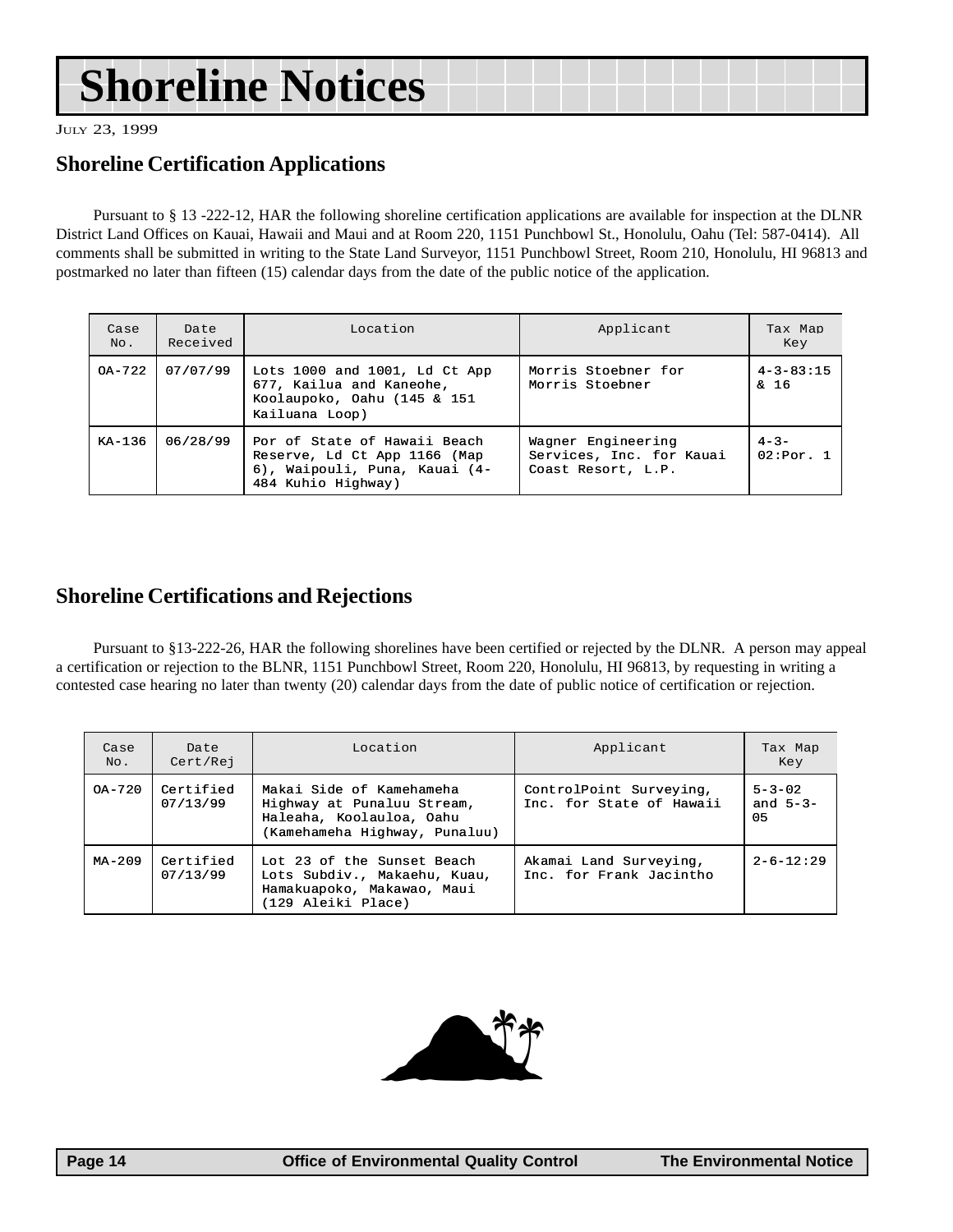# Shoreline Notices

JULY 23, 1999

## Shoreline Certification Applications

Pursuant to § 13 -222-12, HAR the following shoreline certification applications are available for inspection at the DLNR District Land Offices on Kauai, Hawaii and Maui and at Room 220, 1151 Punchbowl St., Honolulu, Oahu (Tel: 587-0414). All comments shall be submitted in writing to the State Land Surveyor, 1151 Punchbowl Street, Room 210, Honolulu, HI 96813 and postmarked no later than fifteen (15) calendar days from the date of the public notice of the application.

| Case No. | Date Received | Location | Applicant | Tax Map Key |
|---|---|---|---|---|
| OA-722 | 07/07/99 | Lots 1000 and 1001, Ld Ct App 677, Kailua and Kaneohe, Koolaupoko, Oahu (145 & 151 Kailuana Loop) | Morris Stoebner for Morris Stoebner | 4-3-83:15 & 16 |
| KA-136 | 06/28/99 | Por of State of Hawaii Beach Reserve, Ld Ct App 1166 (Map 6), Waipouli, Puna, Kauai (4-484 Kuhio Highway) | Wagner Engineering Services, Inc. for Kauai Coast Resort, L.P. | 4-3-02:Por. 1 |

## Shoreline Certifications and Rejections

Pursuant to §13-222-26, HAR the following shorelines have been certified or rejected by the DLNR. A person may appeal a certification or rejection to the BLNR, 1151 Punchbowl Street, Room 220, Honolulu, HI 96813, by requesting in writing a contested case hearing no later than twenty (20) calendar days from the date of public notice of certification or rejection.

| Case No. | Date Cert/Rej | Location | Applicant | Tax Map Key |
|---|---|---|---|---|
| OA-720 | Certified 07/13/99 | Makai Side of Kamehameha Highway at Punaluu Stream, Haleaha, Koolauloa, Oahu (Kamehameha Highway, Punaluu) | ControlPoint Surveying, Inc. for State of Hawaii | 5-3-02 and 5-3-05 |
| MA-209 | Certified 07/13/99 | Lot 23 of the Sunset Beach Lots Subdiv., Makaehu, Kuau, Hamakuapoko, Makawao, Maui (129 Aleiki Place) | Akamai Land Surveying, Inc. for Frank Jacintho | 2-6-12:29 |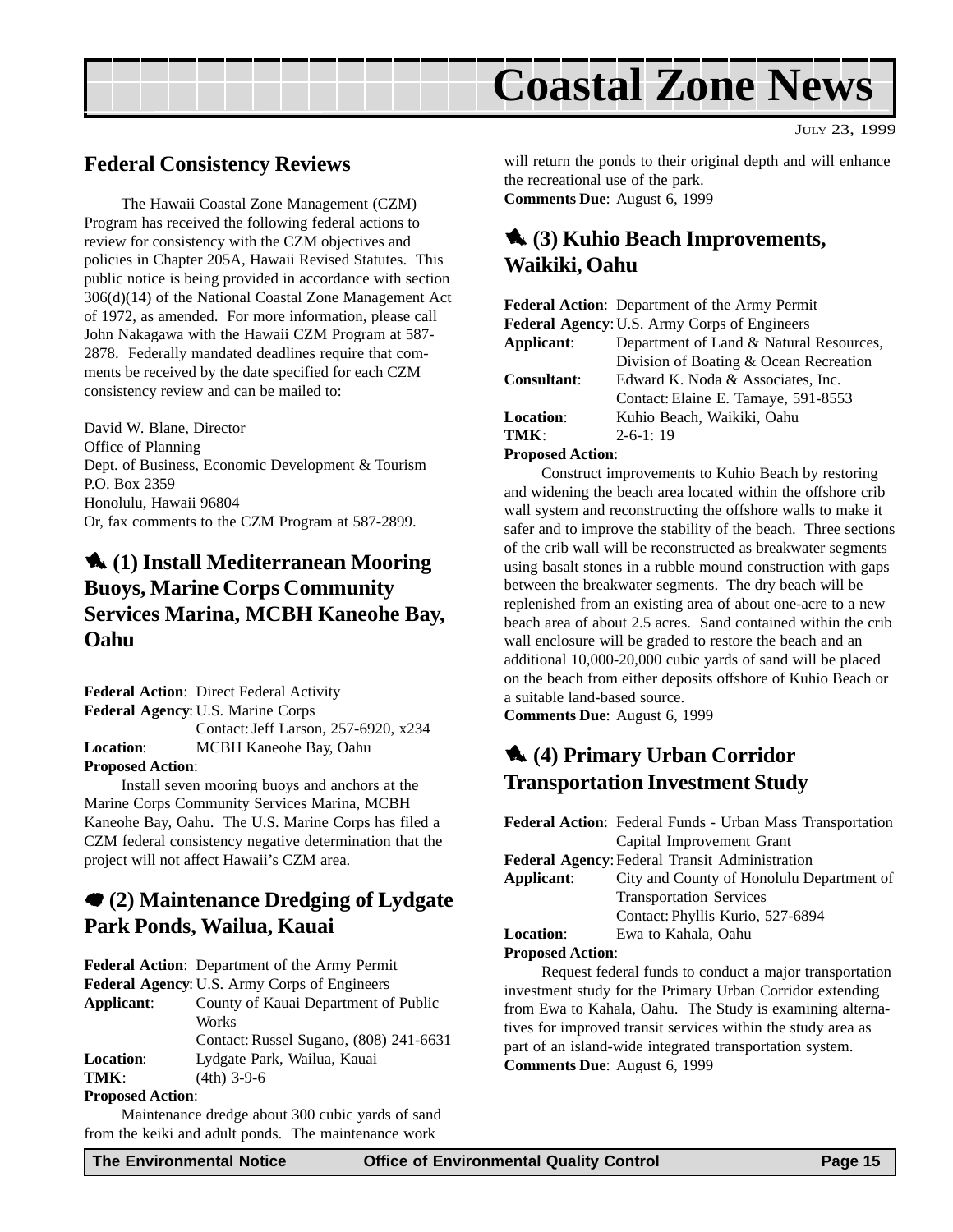# Coastal Zone News

JULY 23, 1999

## Federal Consistency Reviews

The Hawaii Coastal Zone Management (CZM) Program has received the following federal actions to review for consistency with the CZM objectives and policies in Chapter 205A, Hawaii Revised Statutes. This public notice is being provided in accordance with section 306(d)(14) of the National Coastal Zone Management Act of 1972, as amended. For more information, please call John Nakagawa with the Hawaii CZM Program at 587-2878. Federally mandated deadlines require that comments be received by the date specified for each CZM consistency review and can be mailed to:

David W. Blane, Director
Office of Planning
Dept. of Business, Economic Development & Tourism
P.O. Box 2359
Honolulu, Hawaii 96804
Or, fax comments to the CZM Program at 587-2899.

### (1) Install Mediterranean Mooring Buoys, Marine Corps Community Services Marina, MCBH Kaneohe Bay, Oahu

**Federal Action**: Direct Federal Activity
**Federal Agency**: U.S. Marine Corps
Contact: Jeff Larson, 257-6920, x234
**Location**: MCBH Kaneohe Bay, Oahu
**Proposed Action**:

Install seven mooring buoys and anchors at the Marine Corps Community Services Marina, MCBH Kaneohe Bay, Oahu. The U.S. Marine Corps has filed a CZM federal consistency negative determination that the project will not affect Hawaii's CZM area.

### (2) Maintenance Dredging of Lydgate Park Ponds, Wailua, Kauai

**Federal Action**: Department of the Army Permit
**Federal Agency**: U.S. Army Corps of Engineers
**Applicant**: County of Kauai Department of Public Works
Contact: Russel Sugano, (808) 241-6631
**Location**: Lydgate Park, Wailua, Kauai
**TMK**: (4th) 3-9-6
**Proposed Action**:

Maintenance dredge about 300 cubic yards of sand from the keiki and adult ponds. The maintenance work will return the ponds to their original depth and will enhance the recreational use of the park.
**Comments Due**: August 6, 1999

### (3) Kuhio Beach Improvements, Waikiki, Oahu

**Federal Action**: Department of the Army Permit
**Federal Agency**: U.S. Army Corps of Engineers
**Applicant**: Department of Land & Natural Resources, Division of Boating & Ocean Recreation
**Consultant**: Edward K. Noda & Associates, Inc.
Contact: Elaine E. Tamaye, 591-8553
**Location**: Kuhio Beach, Waikiki, Oahu
**TMK**: 2-6-1: 19
**Proposed Action**:

Construct improvements to Kuhio Beach by restoring and widening the beach area located within the offshore crib wall system and reconstructing the offshore walls to make it safer and to improve the stability of the beach. Three sections of the crib wall will be reconstructed as breakwater segments using basalt stones in a rubble mound construction with gaps between the breakwater segments. The dry beach will be replenished from an existing area of about one-acre to a new beach area of about 2.5 acres. Sand contained within the crib wall enclosure will be graded to restore the beach and an additional 10,000-20,000 cubic yards of sand will be placed on the beach from either deposits offshore of Kuhio Beach or a suitable land-based source.
**Comments Due**: August 6, 1999

### (4) Primary Urban Corridor Transportation Investment Study

**Federal Action**: Federal Funds - Urban Mass Transportation Capital Improvement Grant
**Federal Agency**: Federal Transit Administration
**Applicant**: City and County of Honolulu Department of Transportation Services
Contact: Phyllis Kurio, 527-6894
**Location**: Ewa to Kahala, Oahu
**Proposed Action**:

Request federal funds to conduct a major transportation investment study for the Primary Urban Corridor extending from Ewa to Kahala, Oahu. The Study is examining alternatives for improved transit services within the study area as part of an island-wide integrated transportation system.
**Comments Due**: August 6, 1999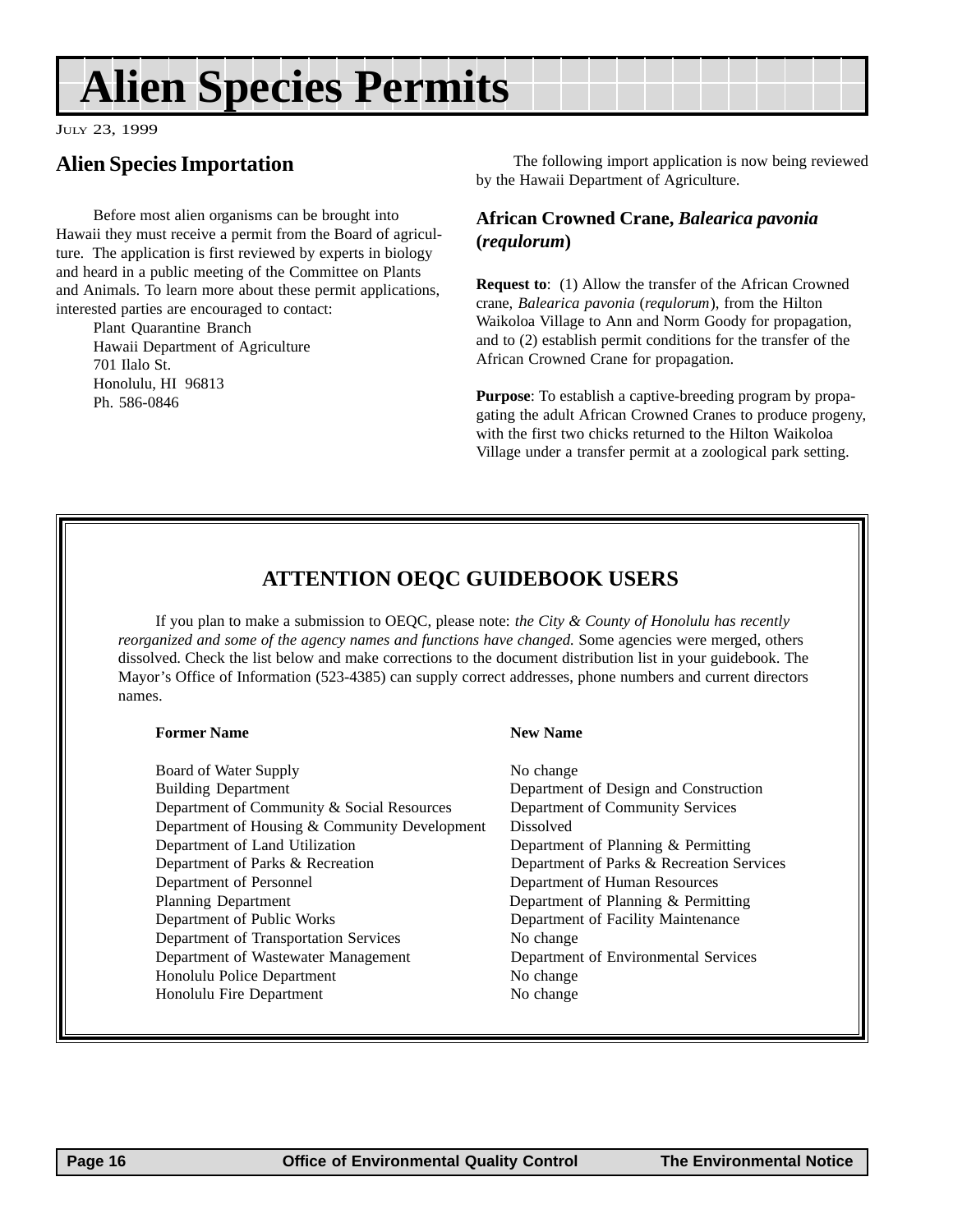# Alien Species Permits

JULY 23, 1999

## Alien Species Importation

Before most alien organisms can be brought into Hawaii they must receive a permit from the Board of agriculture. The application is first reviewed by experts in biology and heard in a public meeting of the Committee on Plants and Animals. To learn more about these permit applications, interested parties are encouraged to contact:

Plant Quarantine Branch
Hawaii Department of Agriculture
701 Ilalo St.
Honolulu, HI 96813
Ph. 586-0846

The following import application is now being reviewed by the Hawaii Department of Agriculture.

### African Crowned Crane, *Balearica pavonia* (*requlorum*)

**Request to**: (1) Allow the transfer of the African Crowned crane, *Balearica pavonia* (*requlorum*), from the Hilton Waikoloa Village to Ann and Norm Goody for propagation, and to (2) establish permit conditions for the transfer of the African Crowned Crane for propagation.

**Purpose**: To establish a captive-breeding program by propagating the adult African Crowned Cranes to produce progeny, with the first two chicks returned to the Hilton Waikoloa Village under a transfer permit at a zoological park setting.

## ATTENTION OEQC GUIDEBOOK USERS

If you plan to make a submission to OEQC, please note: *the City & County of Honolulu has recently reorganized and some of the agency names and functions have changed.* Some agencies were merged, others dissolved. Check the list below and make corrections to the document distribution list in your guidebook. The Mayor's Office of Information (523-4385) can supply correct addresses, phone numbers and current directors names.

| Former Name | New Name |
|---|---|
| Board of Water Supply | No change |
| Building Department | Department of Design and Construction |
| Department of Community & Social Resources | Department of Community Services |
| Department of Housing & Community Development | Dissolved |
| Department of Land Utilization | Department of Planning & Permitting |
| Department of Parks & Recreation | Department of Parks & Recreation Services |
| Department of Personnel | Department of Human Resources |
| Planning Department | Department of Planning & Permitting |
| Department of Public Works | Department of Facility Maintenance |
| Department of Transportation Services | No change |
| Department of Wastewater Management | Department of Environmental Services |
| Honolulu Police Department | No change |
| Honolulu Fire Department | No change |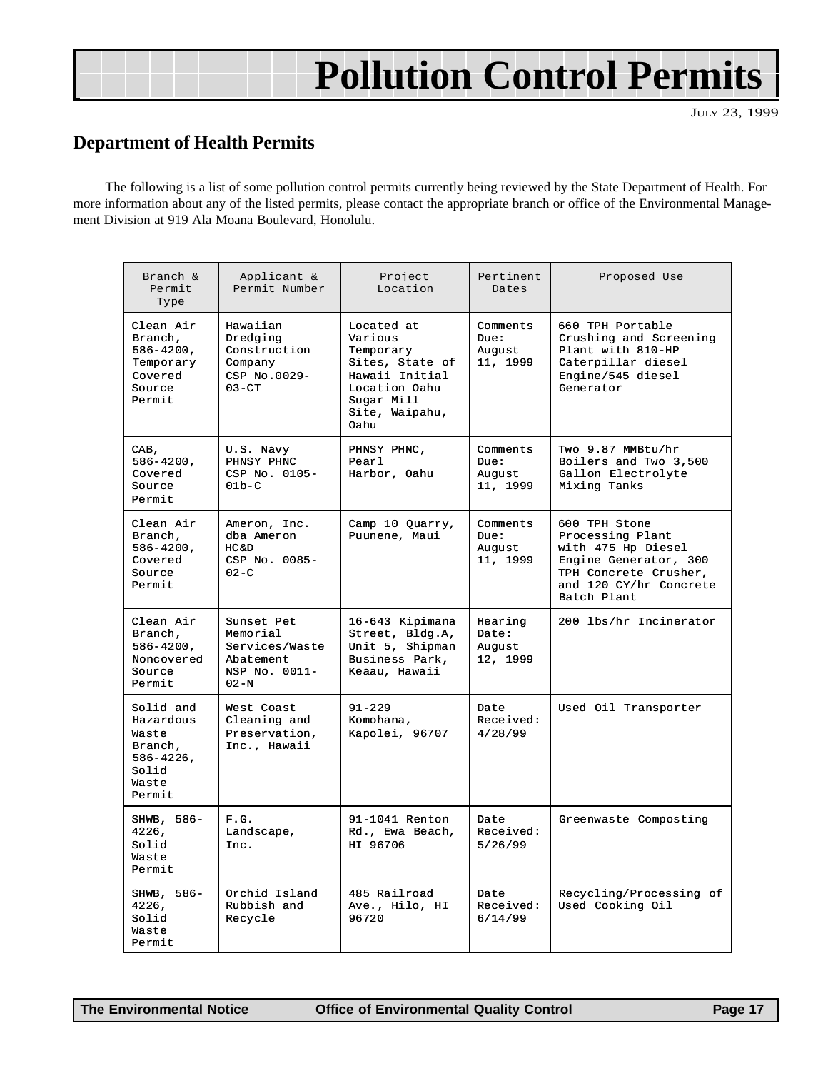# Pollution Control Permits

July 23, 1999

## Department of Health Permits

The following is a list of some pollution control permits currently being reviewed by the State Department of Health. For more information about any of the listed permits, please contact the appropriate branch or office of the Environmental Management Division at 919 Ala Moana Boulevard, Honolulu.

| Branch & Permit Type | Applicant & Permit Number | Project Location | Pertinent Dates | Proposed Use |
|---|---|---|---|---|
| Clean Air Branch, 586-4200, Temporary Covered Source Permit | Hawaiian Dredging Construction Company CSP No.0029-03-CT | Located at Various Temporary Sites, State of Hawaii Initial Location Oahu Sugar Mill Site, Waipahu, Oahu | Comments Due: August 11, 1999 | 660 TPH Portable Crushing and Screening Plant with 810-HP Caterpillar diesel Engine/545 diesel Generator |
| CAB, 586-4200, Covered Source Permit | U.S. Navy PHNSY PHNC CSP No. 0105-01b-C | PHNSY PHNC, Pearl Harbor, Oahu | Comments Due: August 11, 1999 | Two 9.87 MMBtu/hr Boilers and Two 3,500 Gallon Electrolyte Mixing Tanks |
| Clean Air Branch, 586-4200, Covered Source Permit | Ameron, Inc. dba Ameron HC&D CSP No. 0085-02-C | Camp 10 Quarry, Puunene, Maui | Comments Due: August 11, 1999 | 600 TPH Stone Processing Plant with 475 Hp Diesel Engine Generator, 300 TPH Concrete Crusher, and 120 CY/hr Concrete Batch Plant |
| Clean Air Branch, 586-4200, Noncovered Source Permit | Sunset Pet Memorial Services/Waste Abatement NSP No. 0011-02-N | 16-643 Kipimana Street, Bldg.A, Unit 5, Shipman Business Park, Keaau, Hawaii | Hearing Date: August 12, 1999 | 200 lbs/hr Incinerator |
| Solid and Hazardous Waste Branch, 586-4226, Solid Waste Permit | West Coast Cleaning and Preservation, Inc., Hawaii | 91-229 Komohana, Kapolei, 96707 | Date Received: 4/28/99 | Used Oil Transporter |
| SHWB, 586-4226, Solid Waste Permit | F.G. Landscape, Inc. | 91-1041 Renton Rd., Ewa Beach, HI 96706 | Date Received: 5/26/99 | Greenwaste Composting |
| SHWB, 586-4226, Solid Waste Permit | Orchid Island Rubbish and Recycle | 485 Railroad Ave., Hilo, HI 96720 | Date Received: 6/14/99 | Recycling/Processing of Used Cooking Oil |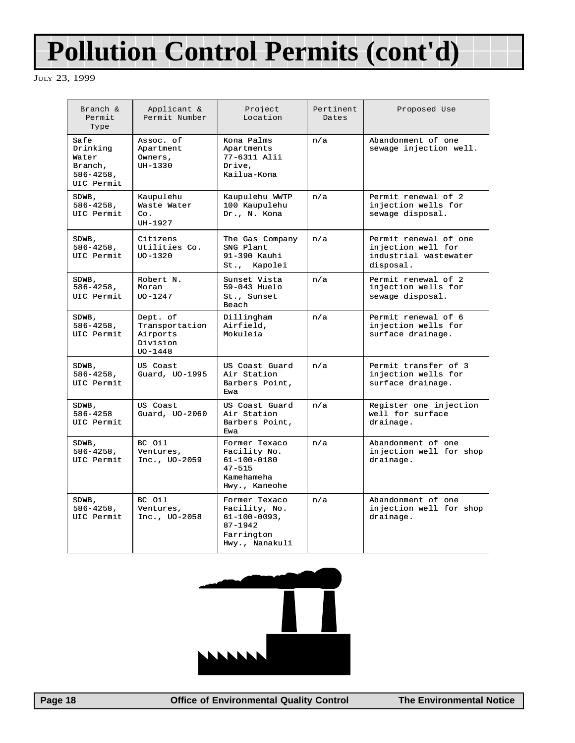# Pollution Control Permits (cont'd)

JULY 23, 1999

| Branch & Permit Type | Applicant & Permit Number | Project Location | Pertinent Dates | Proposed Use |
|---|---|---|---|---|
| Safe Drinking Water Branch, 586-4258, UIC Permit | Assoc. of Apartment Owners, UH-1330 | Kona Palms Apartments 77-6311 Alii Drive, Kailua-Kona | n/a | Abandonment of one sewage injection well. |
| SDWB, 586-4258, UIC Permit | Kaupulehu Waste Water Co. UH-1927 | Kaupulehu WWTP 100 Kaupulehu Dr., N. Kona | n/a | Permit renewal of 2 injection wells for sewage disposal. |
| SDWB, 586-4258, UIC Permit | Citizens Utilities Co. UO-1320 | The Gas Company SNG Plant 91-390 Kauhi St., Kapolei | n/a | Permit renewal of one injection well for industrial wastewater disposal. |
| SDWB, 586-4258, UIC Permit | Robert N. Moran UO-1247 | Sunset Vista 59-043 Huelo St., Sunset Beach | n/a | Permit renewal of 2 injection wells for sewage disposal. |
| SDWB, 586-4258, UIC Permit | Dept. of Transportation Airports Division UO-1448 | Dillingham Airfield, Mokuleia | n/a | Permit renewal of 6 injection wells for surface drainage. |
| SDWB, 586-4258, UIC Permit | US Coast Guard, UO-1995 | US Coast Guard Air Station Barbers Point, Ewa | n/a | Permit transfer of 3 injection wells for surface drainage. |
| SDWB, 586-4258 UIC Permit | US Coast Guard, UO-2060 | US Coast Guard Air Station Barbers Point, Ewa | n/a | Register one injection well for surface drainage. |
| SDWB, 586-4258, UIC Permit | BC Oil Ventures, Inc., UO-2059 | Former Texaco Facility No. 61-100-0180 47-515 Kamehameha Hwy., Kaneohe | n/a | Abandonment of one injection well for shop drainage. |
| SDWB, 586-4258, UIC Permit | BC Oil Ventures, Inc., UO-2058 | Former Texaco Facility, No. 61-100-0093, 87-1942 Farrington Hwy., Nanakuli | n/a | Abandonment of one injection well for shop drainage. |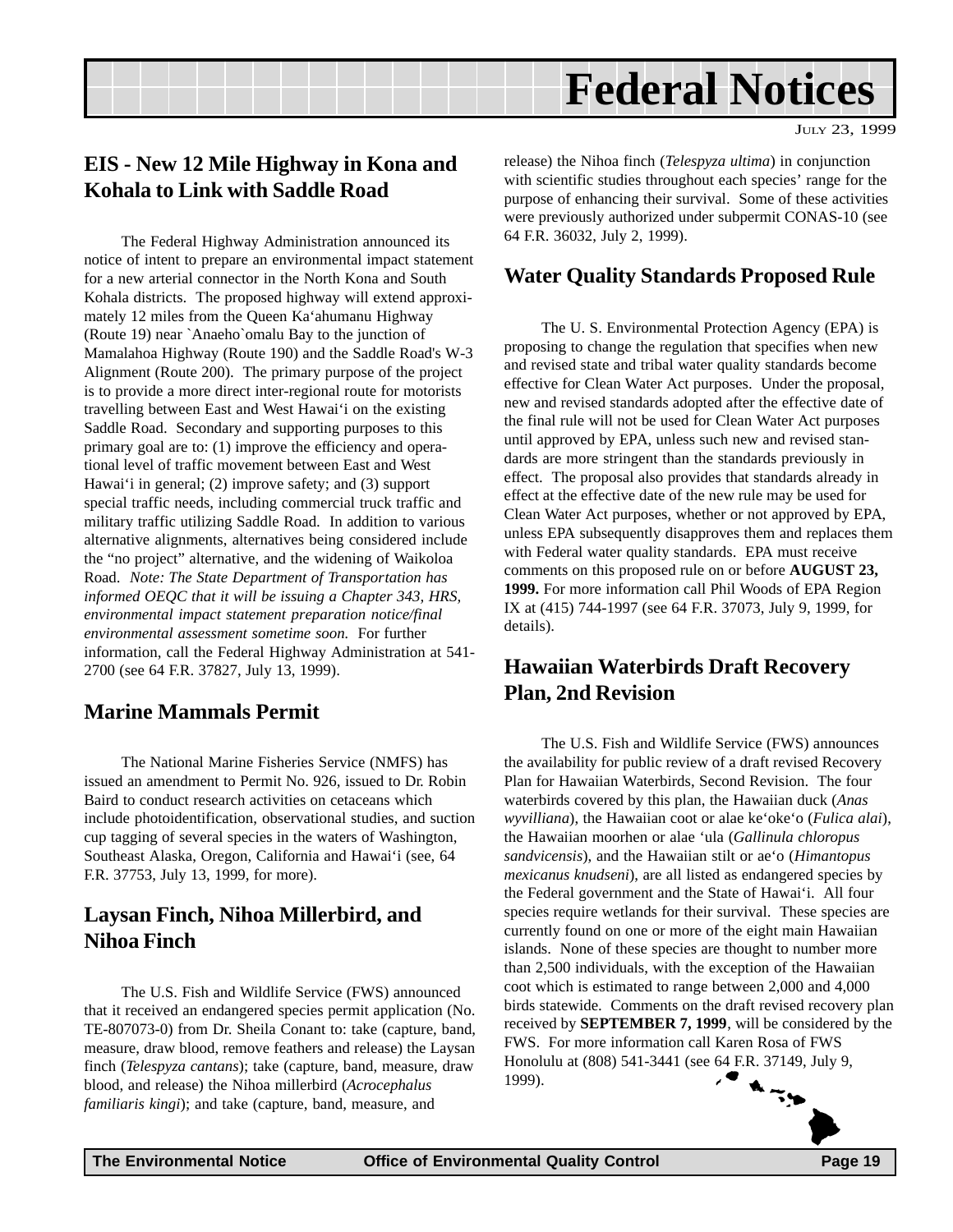# Federal Notices

JULY 23, 1999

## EIS - New 12 Mile Highway in Kona and Kohala to Link with Saddle Road

The Federal Highway Administration announced its notice of intent to prepare an environmental impact statement for a new arterial connector in the North Kona and South Kohala districts. The proposed highway will extend approximately 12 miles from the Queen Ka'ahumanu Highway (Route 19) near `Anaeho`omalu Bay to the junction of Mamalahoa Highway (Route 190) and the Saddle Road's W-3 Alignment (Route 200). The primary purpose of the project is to provide a more direct inter-regional route for motorists travelling between East and West Hawai'i on the existing Saddle Road. Secondary and supporting purposes to this primary goal are to: (1) improve the efficiency and operational level of traffic movement between East and West Hawai'i in general; (2) improve safety; and (3) support special traffic needs, including commercial truck traffic and military traffic utilizing Saddle Road. In addition to various alternative alignments, alternatives being considered include the "no project" alternative, and the widening of Waikoloa Road. *Note: The State Department of Transportation has informed OEQC that it will be issuing a Chapter 343, HRS, environmental impact statement preparation notice/final environmental assessment sometime soon.* For further information, call the Federal Highway Administration at 541-2700 (see 64 F.R. 37827, July 13, 1999).

## Marine Mammals Permit

The National Marine Fisheries Service (NMFS) has issued an amendment to Permit No. 926, issued to Dr. Robin Baird to conduct research activities on cetaceans which include photoidentification, observational studies, and suction cup tagging of several species in the waters of Washington, Southeast Alaska, Oregon, California and Hawai'i (see, 64 F.R. 37753, July 13, 1999, for more).

## Laysan Finch, Nihoa Millerbird, and Nihoa Finch

The U.S. Fish and Wildlife Service (FWS) announced that it received an endangered species permit application (No. TE-807073-0) from Dr. Sheila Conant to: take (capture, band, measure, draw blood, remove feathers and release) the Laysan finch (*Telespyza cantans*); take (capture, band, measure, draw blood, and release) the Nihoa millerbird (*Acrocephalus familiaris kingi*); and take (capture, band, measure, and release) the Nihoa finch (*Telespyza ultima*) in conjunction with scientific studies throughout each species' range for the purpose of enhancing their survival. Some of these activities were previously authorized under subpermit CONAS-10 (see 64 F.R. 36032, July 2, 1999).

## Water Quality Standards Proposed Rule

The U. S. Environmental Protection Agency (EPA) is proposing to change the regulation that specifies when new and revised state and tribal water quality standards become effective for Clean Water Act purposes. Under the proposal, new and revised standards adopted after the effective date of the final rule will not be used for Clean Water Act purposes until approved by EPA, unless such new and revised standards are more stringent than the standards previously in effect. The proposal also provides that standards already in effect at the effective date of the new rule may be used for Clean Water Act purposes, whether or not approved by EPA, unless EPA subsequently disapproves them and replaces them with Federal water quality standards. EPA must receive comments on this proposed rule on or before **AUGUST 23, 1999.** For more information call Phil Woods of EPA Region IX at (415) 744-1997 (see 64 F.R. 37073, July 9, 1999, for details).

## Hawaiian Waterbirds Draft Recovery Plan, 2nd Revision

The U.S. Fish and Wildlife Service (FWS) announces the availability for public review of a draft revised Recovery Plan for Hawaiian Waterbirds, Second Revision. The four waterbirds covered by this plan, the Hawaiian duck (*Anas wyvilliana*), the Hawaiian coot or alae ke'oke'o (*Fulica alai*), the Hawaiian moorhen or alae 'ula (*Gallinula chloropus sandvicensis*), and the Hawaiian stilt or ae'o (*Himantopus mexicanus knudseni*), are all listed as endangered species by the Federal government and the State of Hawai'i. All four species require wetlands for their survival. These species are currently found on one or more of the eight main Hawaiian islands. None of these species are thought to number more than 2,500 individuals, with the exception of the Hawaiian coot which is estimated to range between 2,000 and 4,000 birds statewide. Comments on the draft revised recovery plan received by **SEPTEMBER 7, 1999**, will be considered by the FWS. For more information call Karen Rosa of FWS Honolulu at (808) 541-3441 (see 64 F.R. 37149, July 9, 1999).